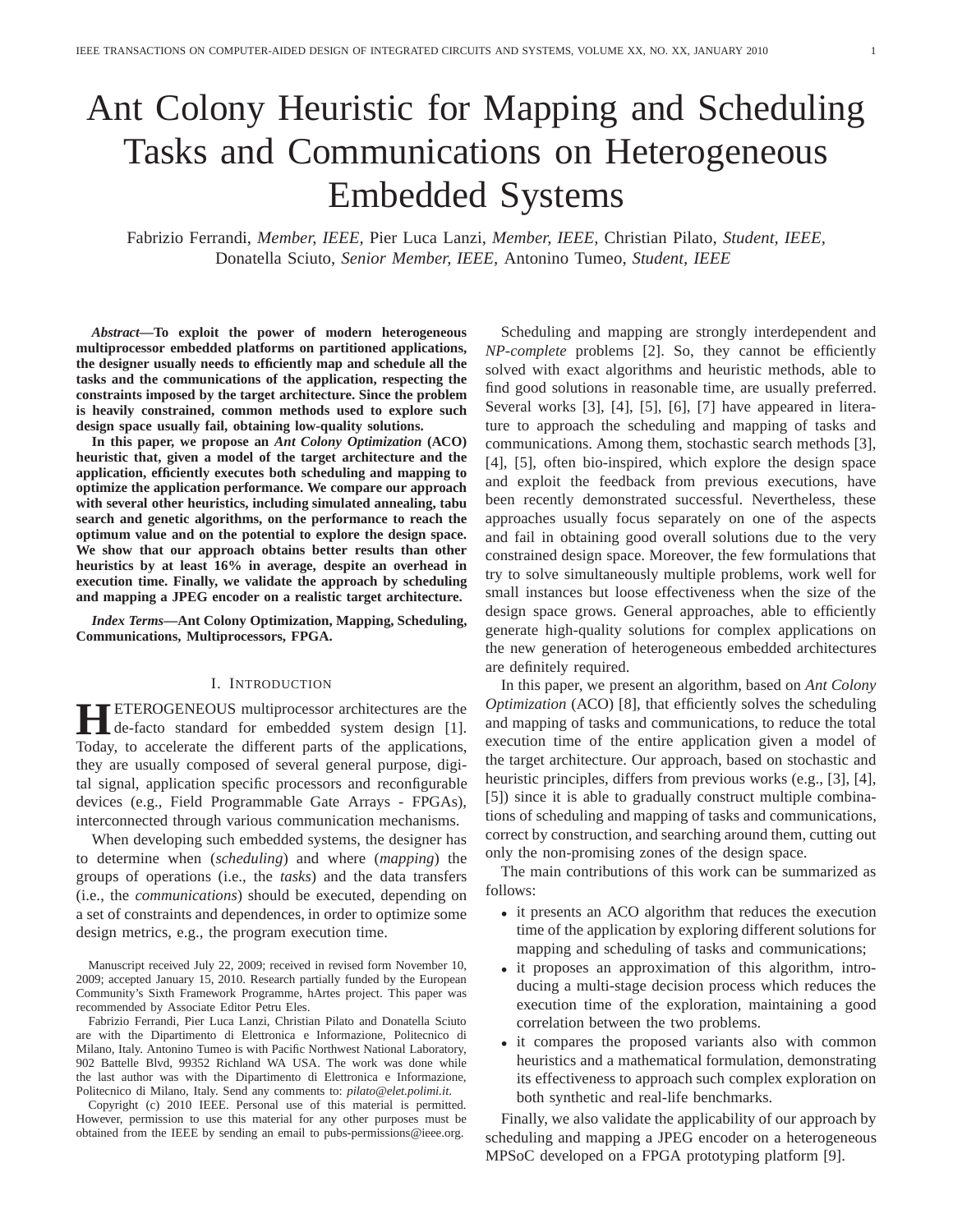# Ant Colony Heuristic for Mapping and Scheduling Tasks and Communications on Heterogeneous Embedded Systems

Fabrizio Ferrandi, *Member, IEEE,* Pier Luca Lanzi, *Member, IEEE,* Christian Pilato, *Student, IEEE,* Donatella Sciuto, *Senior Member, IEEE,* Antonino Tumeo, *Student, IEEE*

***Abstract*—To exploit the power of modern heterogeneous multiprocessor embedded platforms on partitioned applications, the designer usually needs to efficiently map and schedule all the tasks and the communications of the application, respecting the constraints imposed by the target architecture. Since the problem is heavily constrained, common methods used to explore such design space usually fail, obtaining low-quality solutions.**

**In this paper, we propose an *Ant Colony Optimization* (ACO) heuristic that, given a model of the target architecture and the application, efficiently executes both scheduling and mapping to optimize the application performance. We compare our approach with several other heuristics, including simulated annealing, tabu search and genetic algorithms, on the performance to reach the optimum value and on the potential to explore the design space. We show that our approach obtains better results than other heuristics by at least 16% in average, despite an overhead in execution time. Finally, we validate the approach by scheduling and mapping a JPEG encoder on a realistic target architecture.**

***Index Terms*—Ant Colony Optimization, Mapping, Scheduling, Communications, Multiprocessors, FPGA.**

## I. Introduction

HETEROGENEOUS multiprocessor architectures are the de-facto standard for embedded system design [1]. Today, to accelerate the different parts of the applications, they are usually composed of several general purpose, digital signal, application specific processors and reconfigurable devices (e.g., Field Programmable Gate Arrays - FPGAs), interconnected through various communication mechanisms.

When developing such embedded systems, the designer has to determine when (*scheduling*) and where (*mapping*) the groups of operations (i.e., the *tasks*) and the data transfers (i.e., the *communications*) should be executed, depending on a set of constraints and dependences, in order to optimize some design metrics, e.g., the program execution time.

Manuscript received July 22, 2009; received in revised form November 10, 2009; accepted January 15, 2010. Research partially funded by the European Community's Sixth Framework Programme, hArtes project. This paper was recommended by Associate Editor Petru Eles.

Fabrizio Ferrandi, Pier Luca Lanzi, Christian Pilato and Donatella Sciuto are with the Dipartimento di Elettronica e Informazione, Politecnico di Milano, Italy. Antonino Tumeo is with Pacific Northwest National Laboratory, 902 Battelle Blvd, 99352 Richland WA USA. The work was done while the last author was with the Dipartimento di Elettronica e Informazione, Politecnico di Milano, Italy. Send any comments to: *pilato@elet.polimi.it*.

Copyright (c) 2010 IEEE. Personal use of this material is permitted. However, permission to use this material for any other purposes must be obtained from the IEEE by sending an email to pubs-permissions@ieee.org.

Scheduling and mapping are strongly interdependent and *NP-complete* problems [2]. So, they cannot be efficiently solved with exact algorithms and heuristic methods, able to find good solutions in reasonable time, are usually preferred. Several works [3], [4], [5], [6], [7] have appeared in literature to approach the scheduling and mapping of tasks and communications. Among them, stochastic search methods [3], [4], [5], often bio-inspired, which explore the design space and exploit the feedback from previous executions, have been recently demonstrated successful. Nevertheless, these approaches usually focus separately on one of the aspects and fail in obtaining good overall solutions due to the very constrained design space. Moreover, the few formulations that try to solve simultaneously multiple problems, work well for small instances but loose effectiveness when the size of the design space grows. General approaches, able to efficiently generate high-quality solutions for complex applications on the new generation of heterogeneous embedded architectures are definitely required.

In this paper, we present an algorithm, based on *Ant Colony Optimization* (ACO) [8], that efficiently solves the scheduling and mapping of tasks and communications, to reduce the total execution time of the entire application given a model of the target architecture. Our approach, based on stochastic and heuristic principles, differs from previous works (e.g., [3], [4], [5]) since it is able to gradually construct multiple combinations of scheduling and mapping of tasks and communications, correct by construction, and searching around them, cutting out only the non-promising zones of the design space.

The main contributions of this work can be summarized as follows:

- it presents an ACO algorithm that reduces the execution time of the application by exploring different solutions for mapping and scheduling of tasks and communications;
- it proposes an approximation of this algorithm, introducing a multi-stage decision process which reduces the execution time of the exploration, maintaining a good correlation between the two problems.
- it compares the proposed variants also with common heuristics and a mathematical formulation, demonstrating its effectiveness to approach such complex exploration on both synthetic and real-life benchmarks.

Finally, we also validate the applicability of our approach by scheduling and mapping a JPEG encoder on a heterogeneous MPSoC developed on a FPGA prototyping platform [9].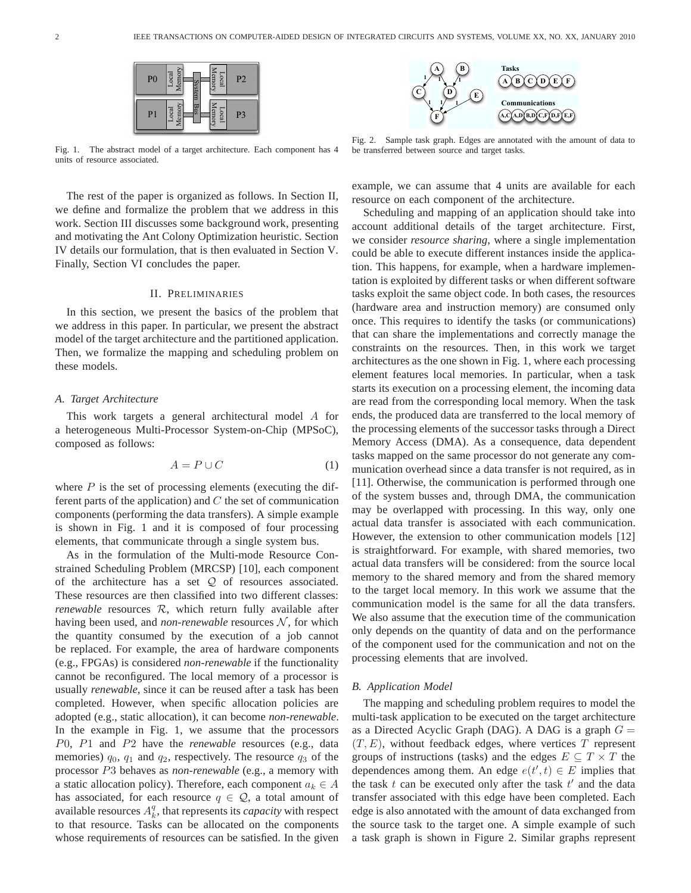Fig. 1. The abstract model of a target architecture. Each component has 4 units of resource associated.

Fig. 2. Sample task graph. Edges are annotated with the amount of data to be transferred between source and target tasks.

The rest of the paper is organized as follows. In Section II, we define and formalize the problem that we address in this work. Section III discusses some background work, presenting and motivating the Ant Colony Optimization heuristic. Section IV details our formulation, that is then evaluated in Section V. Finally, Section VI concludes the paper.

## II. Preliminaries

In this section, we present the basics of the problem that we address in this paper. In particular, we present the abstract model of the target architecture and the partitioned application. Then, we formalize the mapping and scheduling problem on these models.

### A. Target Architecture

This work targets a general architectural model $A$ for a heterogeneous Multi-Processor System-on-Chip (MPSoC), composed as follows:

$$A = P \cup C \tag{1}$$

where $P$ is the set of processing elements (executing the different parts of the application) and $C$ the set of communication components (performing the data transfers). A simple example is shown in Fig. 1 and it is composed of four processing elements, that communicate through a single system bus.

As in the formulation of the Multi-mode Resource Constrained Scheduling Problem (MRCSP) [10], each component of the architecture has a set $\mathcal{Q}$ of resources associated. These resources are then classified into two different classes: *renewable* resources $\mathcal{R}$, which return fully available after having been used, and *non-renewable* resources $\mathcal{N}$, for which the quantity consumed by the execution of a job cannot be replaced. For example, the area of hardware components (e.g., FPGAs) is considered *non-renewable* if the functionality cannot be reconfigured. The local memory of a processor is usually *renewable*, since it can be reused after a task has been completed. However, when specific allocation policies are adopted (e.g., static allocation), it can become *non-renewable*. In the example in Fig. 1, we assume that the processors $P0$, $P1$ and $P2$ have the *renewable* resources (e.g., data memories) $q_0$, $q_1$ and $q_2$, respectively. The resource $q_3$ of the processor $P3$ behaves as *non-renewable* (e.g., a memory with a static allocation policy). Therefore, each component $a_k \in A$ has associated, for each resource $q \in \mathcal{Q}$, a total amount of available resources $A_k^q$, that represents its *capacity* with respect to that resource. Tasks can be allocated on the components whose requirements of resources can be satisfied. In the given example, we can assume that 4 units are available for each resource on each component of the architecture.

Scheduling and mapping of an application should take into account additional details of the target architecture. First, we consider *resource sharing*, where a single implementation could be able to execute different instances inside the application. This happens, for example, when a hardware implementation is exploited by different tasks or when different software tasks exploit the same object code. In both cases, the resources (hardware area and instruction memory) are consumed only once. This requires to identify the tasks (or communications) that can share the implementations and correctly manage the constraints on the resources. Then, in this work we target architectures as the one shown in Fig. 1, where each processing element features local memories. In particular, when a task starts its execution on a processing element, the incoming data are read from the corresponding local memory. When the task ends, the produced data are transferred to the local memory of the processing elements of the successor tasks through a Direct Memory Access (DMA). As a consequence, data dependent tasks mapped on the same processor do not generate any communication overhead since a data transfer is not required, as in [11]. Otherwise, the communication is performed through one of the system busses and, through DMA, the communication may be overlapped with processing. In this way, only one actual data transfer is associated with each communication. However, the extension to other communication models [12] is straightforward. For example, with shared memories, two actual data transfers will be considered: from the source local memory to the shared memory and from the shared memory to the target local memory. In this work we assume that the communication model is the same for all the data transfers. We also assume that the execution time of the communication only depends on the quantity of data and on the performance of the component used for the communication and not on the processing elements that are involved.

### B. Application Model

The mapping and scheduling problem requires to model the multi-task application to be executed on the target architecture as a Directed Acyclic Graph (DAG). A DAG is a graph $G = (T, E)$, without feedback edges, where vertices $T$ represent groups of instructions (tasks) and the edges $E \subseteq T \times T$ the dependences among them. An edge $e(t', t) \in E$ implies that the task $t$ can be executed only after the task $t'$ and the data transfer associated with this edge have been completed. Each edge is also annotated with the amount of data exchanged from the source task to the target one. A simple example of such a task graph is shown in Figure 2. Similar graphs represent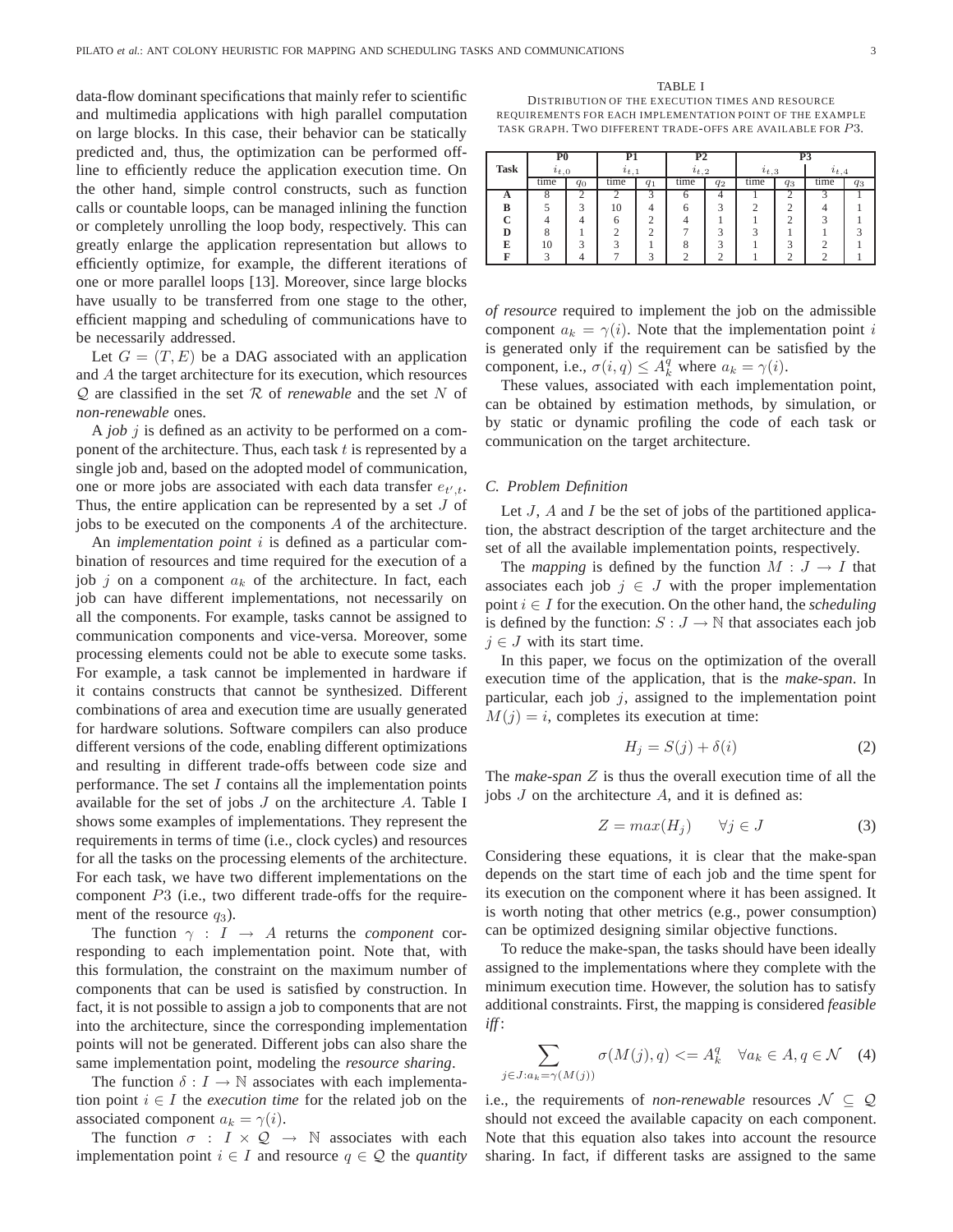data-flow dominant specifications that mainly refer to scientific and multimedia applications with high parallel computation on large blocks. In this case, their behavior can be statically predicted and, thus, the optimization can be performed off-line to efficiently reduce the application execution time. On the other hand, simple control constructs, such as function calls or countable loops, can be managed inlining the function or completely unrolling the loop body, respectively. This can greatly enlarge the application representation but allows to efficiently optimize, for example, the different iterations of one or more parallel loops [13]. Moreover, since large blocks have usually to be transferred from one stage to the other, efficient mapping and scheduling of communications have to be necessarily addressed.

Let $G = (T, E)$ be a DAG associated with an application and $A$ the target architecture for its execution, which resources $\mathcal{Q}$ are classified in the set $\mathcal{R}$ of *renewable* and the set $N$ of *non-renewable* ones.

A *job* $j$ is defined as an activity to be performed on a component of the architecture. Thus, each task $t$ is represented by a single job and, based on the adopted model of communication, one or more jobs are associated with each data transfer $e_{t',t}$. Thus, the entire application can be represented by a set $J$ of jobs to be executed on the components $A$ of the architecture.

An *implementation point* $i$ is defined as a particular combination of resources and time required for the execution of a job $j$ on a component $a_k$ of the architecture. In fact, each job can have different implementations, not necessarily on all the components. For example, tasks cannot be assigned to communication components and vice-versa. Moreover, some processing elements could not be able to execute some tasks. For example, a task cannot be implemented in hardware if it contains constructs that cannot be synthesized. Different combinations of area and execution time are usually generated for hardware solutions. Software compilers can also produce different versions of the code, enabling different optimizations and resulting in different trade-offs between code size and performance. The set $I$ contains all the implementation points available for the set of jobs $J$ on the architecture $A$. Table I shows some examples of implementations. They represent the requirements in terms of time (i.e., clock cycles) and resources for all the tasks on the processing elements of the architecture. For each task, we have two different implementations on the component $P3$ (i.e., two different trade-offs for the requirement of the resource $q_3$).

The function $\gamma : I \rightarrow A$ returns the *component* corresponding to each implementation point. Note that, with this formulation, the constraint on the maximum number of components that can be used is satisfied by construction. In fact, it is not possible to assign a job to components that are not into the architecture, since the corresponding implementation points will not be generated. Different jobs can also share the same implementation point, modeling the *resource sharing*.

The function $\delta : I \rightarrow \mathbb{N}$ associates with each implementation point $i \in I$ the *execution time* for the related job on the associated component $a_k = \gamma(i)$.

The function $\sigma : I \times \mathcal{Q} \rightarrow \mathbb{N}$ associates with each implementation point $i \in I$ and resource $q \in \mathcal{Q}$ the *quantity of resource* required to implement the job on the admissible component $a_k = \gamma(i)$. Note that the implementation point $i$ is generated only if the requirement can be satisfied by the component, i.e., $\sigma(i, q) \leq A_k^q$ where $a_k = \gamma(i)$.

TABLE I
DISTRIBUTION OF THE EXECUTION TIMES AND RESOURCE REQUIREMENTS FOR EACH IMPLEMENTATION POINT OF THE EXAMPLE TASK GRAPH. TWO DIFFERENT TRADE-OFFS ARE AVAILABLE FOR $P3$.

| Task | P0 | | P1 | | P2 | | P3 | | | |
|---|---|---|---|---|---|---|---|---|---|---|
| | $i_{t,0}$ | | $i_{t,1}$ | | $i_{t,2}$ | | $i_{t,3}$ | | $i_{t,4}$ | |
| | time | $q_0$ | time | $q_1$ | time | $q_2$ | time | $q_3$ | time | $q_3$ |
| **A** | 8 | 2 | 2 | 3 | 6 | 4 | 1 | 2 | 3 | 1 |
| **B** | 5 | 3 | 10 | 4 | 6 | 3 | 2 | 2 | 4 | 1 |
| **C** | 4 | 4 | 6 | 2 | 4 | 1 | 1 | 2 | 3 | 1 |
| **D** | 8 | 1 | 2 | 2 | 7 | 3 | 3 | 1 | 1 | 3 |
| **E** | 10 | 3 | 3 | 1 | 8 | 3 | 1 | 3 | 2 | 1 |
| **F** | 3 | 4 | 7 | 3 | 2 | 2 | 1 | 2 | 2 | 1 |

These values, associated with each implementation point, can be obtained by estimation methods, by simulation, or by static or dynamic profiling the code of each task or communication on the target architecture.

### C. Problem Definition

Let $J$, $A$ and $I$ be the set of jobs of the partitioned application, the abstract description of the target architecture and the set of all the available implementation points, respectively.

The *mapping* is defined by the function $M : J \rightarrow I$ that associates each job $j \in J$ with the proper implementation point $i \in I$ for the execution. On the other hand, the *scheduling* is defined by the function: $S : J \rightarrow \mathbb{N}$ that associates each job $j \in J$ with its start time.

In this paper, we focus on the optimization of the overall execution time of the application, that is the *make-span*. In particular, each job $j$, assigned to the implementation point $M(j) = i$, completes its execution at time:

$$H_j = S(j) + \delta(i) \tag{2}$$

The *make-span* $Z$ is thus the overall execution time of all the jobs $J$ on the architecture $A$, and it is defined as:

$$Z = max(H_j) \qquad \forall j \in J \tag{3}$$

Considering these equations, it is clear that the make-span depends on the start time of each job and the time spent for its execution on the component where it has been assigned. It is worth noting that other metrics (e.g., power consumption) can be optimized designing similar objective functions.

To reduce the make-span, the tasks should have been ideally assigned to the implementations where they complete with the minimum execution time. However, the solution has to satisfy additional constraints. First, the mapping is considered *feasible iff*:

$$\sum_{j \in J : a_k = \gamma(M(j))} \sigma(M(j), q) <= A_k^q \quad \forall a_k \in A, q \in \mathcal{N} \tag{4}$$

i.e., the requirements of *non-renewable* resources $\mathcal{N} \subseteq \mathcal{Q}$ should not exceed the available capacity on each component. Note that this equation also takes into account the resource sharing. In fact, if different tasks are assigned to the same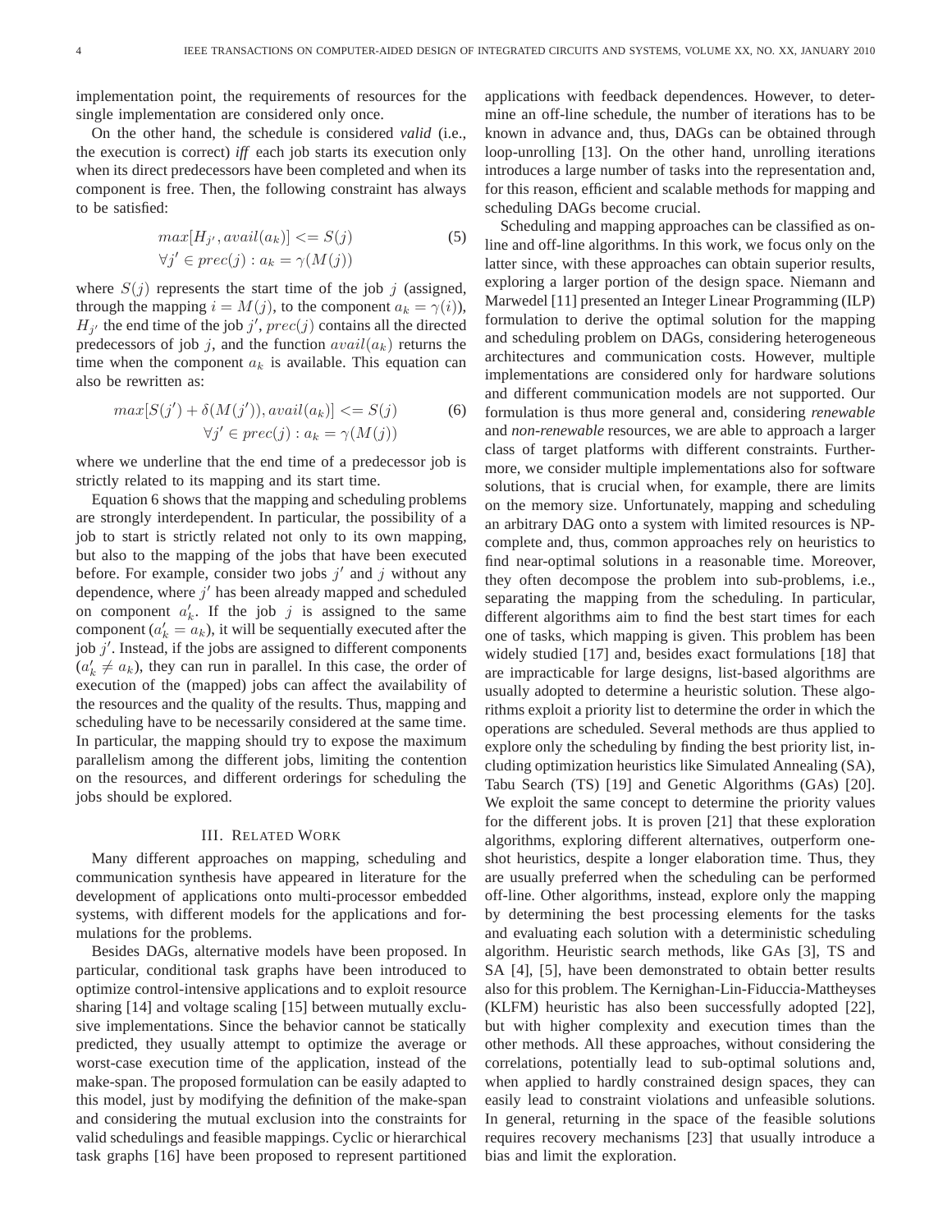implementation point, the requirements of resources for the single implementation are considered only once.

On the other hand, the schedule is considered *valid* (i.e., the execution is correct) *iff* each job starts its execution only when its direct predecessors have been completed and when its component is free. Then, the following constraint has always to be satisfied:

$$max[H_{j'}, avail(a_k)] <= S(j) \quad (5)$$
$$\forall j' \in prec(j) : a_k = \gamma(M(j))$$

where $S(j)$ represents the start time of the job $j$ (assigned, through the mapping $i = M(j)$, to the component $a_k = \gamma(i)$), $H_{j'}$ the end time of the job $j'$, $prec(j)$ contains all the directed predecessors of job $j$, and the function $avail(a_k)$ returns the time when the component $a_k$ is available. This equation can also be rewritten as:

$$max[S(j') + \delta(M(j')), avail(a_k)] <= S(j) \quad (6)$$
$$\forall j' \in prec(j) : a_k = \gamma(M(j))$$

where we underline that the end time of a predecessor job is strictly related to its mapping and its start time.

Equation 6 shows that the mapping and scheduling problems are strongly interdependent. In particular, the possibility of a job to start is strictly related not only to its own mapping, but also to the mapping of the jobs that have been executed before. For example, consider two jobs $j'$ and $j$ without any dependence, where $j'$ has been already mapped and scheduled on component $a'_k$. If the job $j$ is assigned to the same component ($a'_k = a_k$), it will be sequentially executed after the job $j'$. Instead, if the jobs are assigned to different components ($a'_k \neq a_k$), they can run in parallel. In this case, the order of execution of the (mapped) jobs can affect the availability of the resources and the quality of the results. Thus, mapping and scheduling have to be necessarily considered at the same time. In particular, the mapping should try to expose the maximum parallelism among the different jobs, limiting the contention on the resources, and different orderings for scheduling the jobs should be explored.

## III. Related Work

Many different approaches on mapping, scheduling and communication synthesis have appeared in literature for the development of applications onto multi-processor embedded systems, with different models for the applications and formulations for the problems.

Besides DAGs, alternative models have been proposed. In particular, conditional task graphs have been introduced to optimize control-intensive applications and to exploit resource sharing [14] and voltage scaling [15] between mutually exclusive implementations. Since the behavior cannot be statically predicted, they usually attempt to optimize the average or worst-case execution time of the application, instead of the make-span. The proposed formulation can be easily adapted to this model, just by modifying the definition of the make-span and considering the mutual exclusion into the constraints for valid schedulings and feasible mappings. Cyclic or hierarchical task graphs [16] have been proposed to represent partitioned applications with feedback dependences. However, to determine an off-line schedule, the number of iterations has to be known in advance and, thus, DAGs can be obtained through loop-unrolling [13]. On the other hand, unrolling iterations introduces a large number of tasks into the representation and, for this reason, efficient and scalable methods for mapping and scheduling DAGs become crucial.

Scheduling and mapping approaches can be classified as online and off-line algorithms. In this work, we focus only on the latter since, with these approaches can obtain superior results, exploring a larger portion of the design space. Niemann and Marwedel [11] presented an Integer Linear Programming (ILP) formulation to derive the optimal solution for the mapping and scheduling problem on DAGs, considering heterogeneous architectures and communication costs. However, multiple implementations are considered only for hardware solutions and different communication models are not supported. Our formulation is thus more general and, considering *renewable* and *non-renewable* resources, we are able to approach a larger class of target platforms with different constraints. Furthermore, we consider multiple implementations also for software solutions, that is crucial when, for example, there are limits on the memory size. Unfortunately, mapping and scheduling an arbitrary DAG onto a system with limited resources is NP-complete and, thus, common approaches rely on heuristics to find near-optimal solutions in a reasonable time. Moreover, they often decompose the problem into sub-problems, i.e., separating the mapping from the scheduling. In particular, different algorithms aim to find the best start times for each one of tasks, which mapping is given. This problem has been widely studied [17] and, besides exact formulations [18] that are impracticable for large designs, list-based algorithms are usually adopted to determine a heuristic solution. These algorithms exploit a priority list to determine the order in which the operations are scheduled. Several methods are thus applied to explore only the scheduling by finding the best priority list, including optimization heuristics like Simulated Annealing (SA), Tabu Search (TS) [19] and Genetic Algorithms (GAs) [20]. We exploit the same concept to determine the priority values for the different jobs. It is proven [21] that these exploration algorithms, exploring different alternatives, outperform one-shot heuristics, despite a longer elaboration time. Thus, they are usually preferred when the scheduling can be performed off-line. Other algorithms, instead, explore only the mapping by determining the best processing elements for the tasks and evaluating each solution with a deterministic scheduling algorithm. Heuristic search methods, like GAs [3], TS and SA [4], [5], have been demonstrated to obtain better results also for this problem. The Kernighan-Lin-Fiduccia-Mattheyses (KLFM) heuristic has also been successfully adopted [22], but with higher complexity and execution times than the other methods. All these approaches, without considering the correlations, potentially lead to sub-optimal solutions and, when applied to hardly constrained design spaces, they can easily lead to constraint violations and unfeasible solutions. In general, returning in the space of the feasible solutions requires recovery mechanisms [23] that usually introduce a bias and limit the exploration.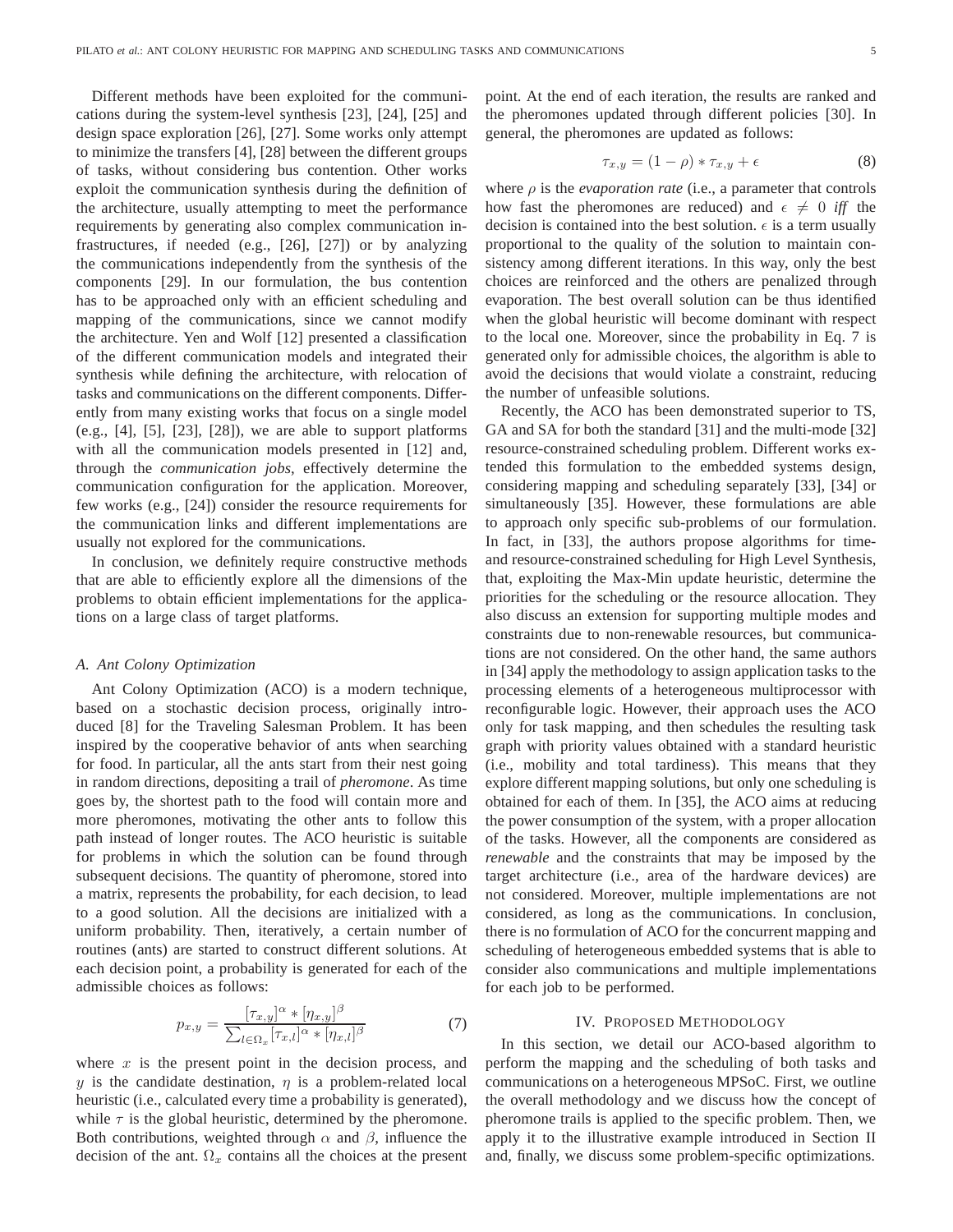Different methods have been exploited for the communications during the system-level synthesis [23], [24], [25] and design space exploration [26], [27]. Some works only attempt to minimize the transfers [4], [28] between the different groups of tasks, without considering bus contention. Other works exploit the communication synthesis during the definition of the architecture, usually attempting to meet the performance requirements by generating also complex communication infrastructures, if needed (e.g., [26], [27]) or by analyzing the communications independently from the synthesis of the components [29]. In our formulation, the bus contention has to be approached only with an efficient scheduling and mapping of the communications, since we cannot modify the architecture. Yen and Wolf [12] presented a classification of the different communication models and integrated their synthesis while defining the architecture, with relocation of tasks and communications on the different components. Differently from many existing works that focus on a single model (e.g., [4], [5], [23], [28]), we are able to support platforms with all the communication models presented in [12] and, through the *communication jobs*, effectively determine the communication configuration for the application. Moreover, few works (e.g., [24]) consider the resource requirements for the communication links and different implementations are usually not explored for the communications.

In conclusion, we definitely require constructive methods that are able to efficiently explore all the dimensions of the problems to obtain efficient implementations for the applications on a large class of target platforms.

### A. Ant Colony Optimization

Ant Colony Optimization (ACO) is a modern technique, based on a stochastic decision process, originally introduced [8] for the Traveling Salesman Problem. It has been inspired by the cooperative behavior of ants when searching for food. In particular, all the ants start from their nest going in random directions, depositing a trail of *pheromone*. As time goes by, the shortest path to the food will contain more and more pheromones, motivating the other ants to follow this path instead of longer routes. The ACO heuristic is suitable for problems in which the solution can be found through subsequent decisions. The quantity of pheromone, stored into a matrix, represents the probability, for each decision, to lead to a good solution. All the decisions are initialized with a uniform probability. Then, iteratively, a certain number of routines (ants) are started to construct different solutions. At each decision point, a probability is generated for each of the admissible choices as follows:

$$p_{x,y} = \frac{[\tau_{x,y}]^{\alpha} * [\eta_{x,y}]^{\beta}}{\sum_{l \in \Omega_x} [\tau_{x,l}]^{\alpha} * [\eta_{x,l}]^{\beta}} \tag{7}$$

where $x$ is the present point in the decision process, and $y$ is the candidate destination, $\eta$ is a problem-related local heuristic (i.e., calculated every time a probability is generated), while $\tau$ is the global heuristic, determined by the pheromone. Both contributions, weighted through $\alpha$ and $\beta$, influence the decision of the ant. $\Omega_x$ contains all the choices at the present point. At the end of each iteration, the results are ranked and the pheromones updated through different policies [30]. In general, the pheromones are updated as follows:

$$\tau_{x,y} = (1 - \rho) * \tau_{x,y} + \epsilon \tag{8}$$

where $\rho$ is the *evaporation rate* (i.e., a parameter that controls how fast the pheromones are reduced) and $\epsilon \neq 0$ *iff* the decision is contained into the best solution. $\epsilon$ is a term usually proportional to the quality of the solution to maintain consistency among different iterations. In this way, only the best choices are reinforced and the others are penalized through evaporation. The best overall solution can be thus identified when the global heuristic will become dominant with respect to the local one. Moreover, since the probability in Eq. 7 is generated only for admissible choices, the algorithm is able to avoid the decisions that would violate a constraint, reducing the number of unfeasible solutions.

Recently, the ACO has been demonstrated superior to TS, GA and SA for both the standard [31] and the multi-mode [32] resource-constrained scheduling problem. Different works extended this formulation to the embedded systems design, considering mapping and scheduling separately [33], [34] or simultaneously [35]. However, these formulations are able to approach only specific sub-problems of our formulation. In fact, in [33], the authors propose algorithms for time- and resource-constrained scheduling for High Level Synthesis, that, exploiting the Max-Min update heuristic, determine the priorities for the scheduling or the resource allocation. They also discuss an extension for supporting multiple modes and constraints due to non-renewable resources, but communications are not considered. On the other hand, the same authors in [34] apply the methodology to assign application tasks to the processing elements of a heterogeneous multiprocessor with reconfigurable logic. However, their approach uses the ACO only for task mapping, and then schedules the resulting task graph with priority values obtained with a standard heuristic (i.e., mobility and total tardiness). This means that they explore different mapping solutions, but only one scheduling is obtained for each of them. In [35], the ACO aims at reducing the power consumption of the system, with a proper allocation of the tasks. However, all the components are considered as *renewable* and the constraints that may be imposed by the target architecture (i.e., area of the hardware devices) are not considered. Moreover, multiple implementations are not considered, as long as the communications. In conclusion, there is no formulation of ACO for the concurrent mapping and scheduling of heterogeneous embedded systems that is able to consider also communications and multiple implementations for each job to be performed.

## IV. Proposed Methodology

In this section, we detail our ACO-based algorithm to perform the mapping and the scheduling of both tasks and communications on a heterogeneous MPSoC. First, we outline the overall methodology and we discuss how the concept of pheromone trails is applied to the specific problem. Then, we apply it to the illustrative example introduced in Section II and, finally, we discuss some problem-specific optimizations.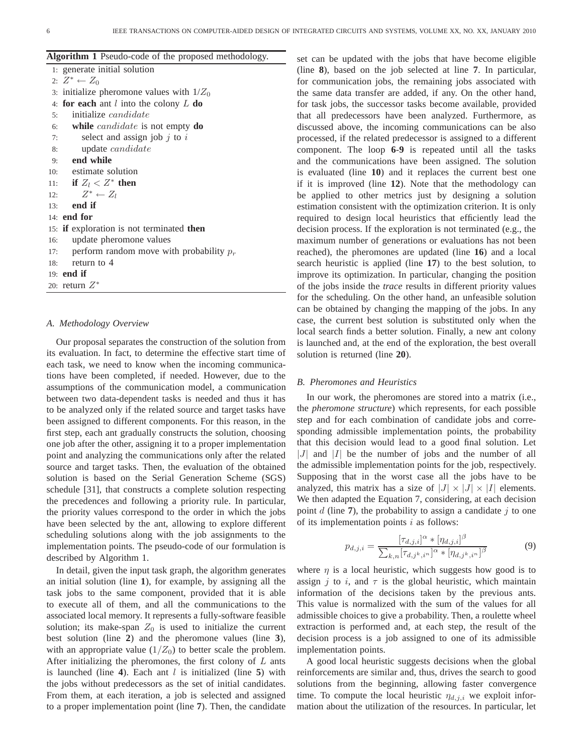**Algorithm 1** Pseudo-code of the proposed methodology.

```
1:  generate initial solution
2:  Z* ← Z_0
3:  initialize pheromone values with 1/Z_0
4:  for each ant l into the colony L do
5:      initialize candidate
6:      while candidate is not empty do
7:          select and assign job j to i
8:          update candidate
9:      end while
10:     estimate solution
11:     if Z_l < Z* then
12:         Z* ← Z_l
13:     end if
14: end for
15: if exploration is not terminated then
16:     update pheromone values
17:     perform random move with probability p_r
18:     return to 4
19: end if
20: return Z*
```

### A. Methodology Overview

Our proposal separates the construction of the solution from its evaluation. In fact, to determine the effective start time of each task, we need to know when the incoming communications have been completed, if needed. However, due to the assumptions of the communication model, a communication between two data-dependent tasks is needed and thus it has to be analyzed only if the related source and target tasks have been assigned to different components. For this reason, in the first step, each ant gradually constructs the solution, choosing one job after the other, assigning it to a proper implementation point and analyzing the communications only after the related source and target tasks. Then, the evaluation of the obtained solution is based on the Serial Generation Scheme (SGS) schedule [31], that constructs a complete solution respecting the precedences and following a priority rule. In particular, the priority values correspond to the order in which the jobs have been selected by the ant, allowing to explore different scheduling solutions along with the job assignments to the implementation points. The pseudo-code of our formulation is described by Algorithm 1.

In detail, given the input task graph, the algorithm generates an initial solution (line **1**), for example, by assigning all the task jobs to the same component, provided that it is able to execute all of them, and all the communications to the associated local memory. It represents a fully-software feasible solution; its make-span $Z_0$ is used to initialize the current best solution (line **2**) and the pheromone values (line **3**), with an appropriate value ($1/Z_0$) to better scale the problem. After initializing the pheromones, the first colony of $L$ ants is launched (line **4**). Each ant $l$ is initialized (line **5**) with the jobs without predecessors as the set of initial candidates. From them, at each iteration, a job is selected and assigned to a proper implementation point (line **7**). Then, the candidate set can be updated with the jobs that have become eligible (line **8**), based on the job selected at line **7**. In particular, for communication jobs, the remaining jobs associated with the same data transfer are added, if any. On the other hand, for task jobs, the successor tasks become available, provided that all predecessors have been analyzed. Furthermore, as discussed above, the incoming communications can be also processed, if the related predecessor is assigned to a different component. The loop **6**-**9** is repeated until all the tasks and the communications have been assigned. The solution is evaluated (line **10**) and it replaces the current best one if it is improved (line **12**). Note that the methodology can be applied to other metrics just by designing a solution estimation consistent with the optimization criterion. It is only required to design local heuristics that efficiently lead the decision process. If the exploration is not terminated (e.g., the maximum number of generations or evaluations has not been reached), the pheromones are updated (line **16**) and a local search heuristic is applied (line **17**) to the best solution, to improve its optimization. In particular, changing the position of the jobs inside the *trace* results in different priority values for the scheduling. On the other hand, an unfeasible solution can be obtained by changing the mapping of the jobs. In any case, the current best solution is substituted only when the local search finds a better solution. Finally, a new ant colony is launched and, at the end of the exploration, the best overall solution is returned (line **20**).

### B. Pheromones and Heuristics

In our work, the pheromones are stored into a matrix (i.e., the *pheromone structure*) which represents, for each possible step and for each combination of candidate jobs and corresponding admissible implementation points, the probability that this decision would lead to a good final solution. Let $|J|$ and $|I|$ be the number of jobs and the number of all the admissible implementation points for the job, respectively. Supposing that in the worst case all the jobs have to be analyzed, this matrix has a size of $|J| \times |J| \times |I|$ elements. We then adapted the Equation 7, considering, at each decision point $d$ (line **7**), the probability to assign a candidate $j$ to one of its implementation points $i$ as follows:

$$p_{d,j,i} = \frac{[\tau_{d,j,i}]^{\alpha} * [\eta_{d,j,i}]^{\beta}}{\sum_{k,n} [\tau_{d,j^k,i^n}]^{\alpha} * [\eta_{d,j^k,i^n}]^{\beta}} \tag{9}$$

where $\eta$ is a local heuristic, which suggests how good is to assign $j$ to $i$, and $\tau$ is the global heuristic, which maintain information of the decisions taken by the previous ants. This value is normalized with the sum of the values for all admissible choices to give a probability. Then, a roulette wheel extraction is performed and, at each step, the result of the decision process is a job assigned to one of its admissible implementation points.

A good local heuristic suggests decisions when the global reinforcements are similar and, thus, drives the search to good solutions from the beginning, allowing faster convergence time. To compute the local heuristic $\eta_{d,j,i}$ we exploit information about the utilization of the resources. In particular, let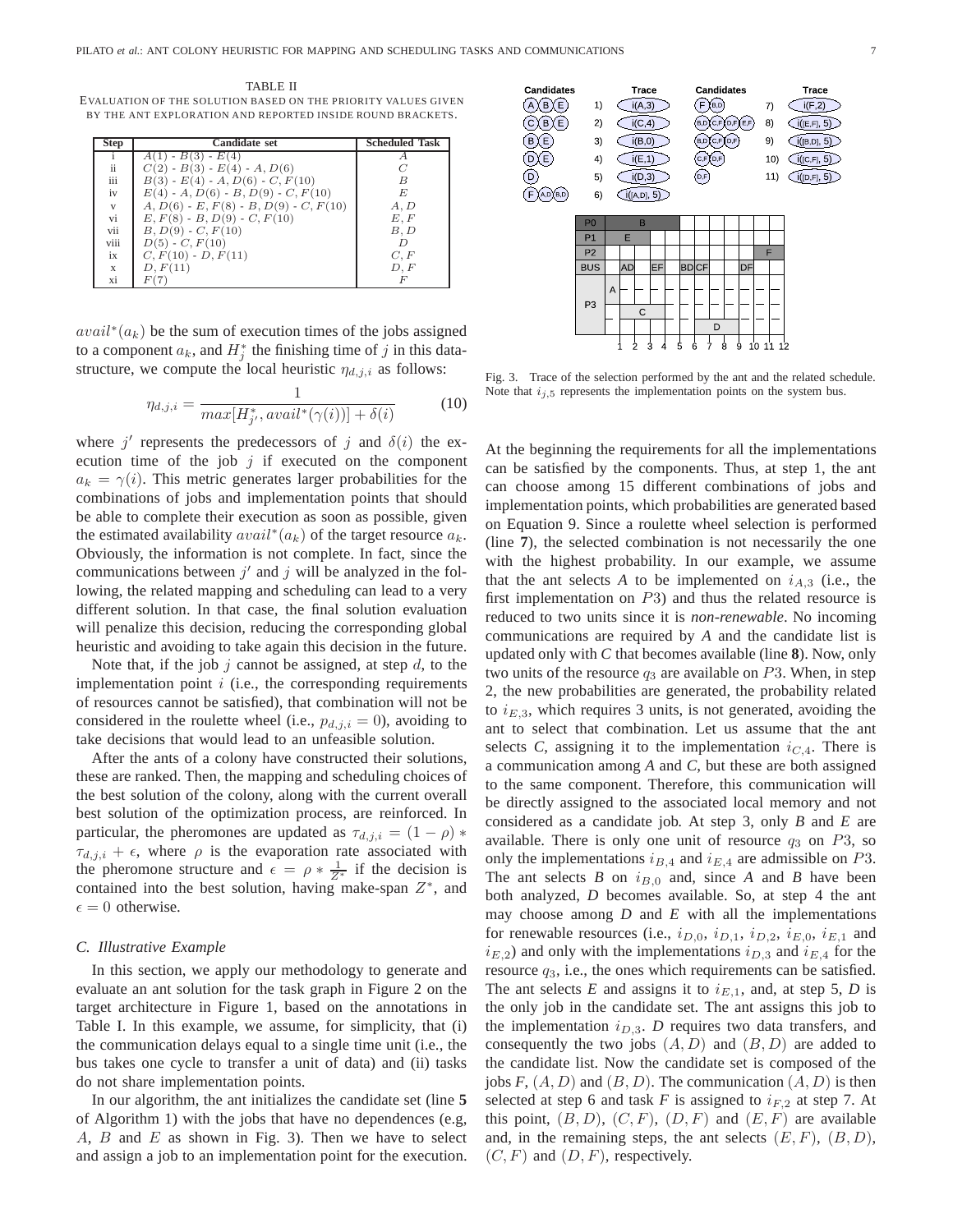TABLE II

EVALUATION OF THE SOLUTION BASED ON THE PRIORITY VALUES GIVEN BY THE ANT EXPLORATION AND REPORTED INSIDE ROUND BRACKETS.

| Step | Candidate set | Scheduled Task |
|---|---|---|
| i | $A(1)$ - $B(3)$ - $E(4)$ | $A$ |
| ii | $C(2)$ - $B(3)$ - $E(4)$ - $A, D(6)$ | $C$ |
| iii | $B(3)$ - $E(4)$ - $A, D(6)$ - $C, F(10)$ | $B$ |
| iv | $E(4)$ - $A, D(6)$ - $B, D(9)$ - $C, F(10)$ | $E$ |
| v | $A, D(6)$ - $E, F(8)$ - $B, D(9)$ - $C, F(10)$ | $A, D$ |
| vi | $E, F(8)$ - $B, D(9)$ - $C, F(10)$ | $E, F$ |
| vii | $B, D(9)$ - $C, F(10)$ | $B, D$ |
| viii | $D(5)$ - $C, F(10)$ | $D$ |
| ix | $C, F(10)$ - $D, F(11)$ | $C, F$ |
| x | $D, F(11)$ | $D, F$ |
| xi | $F(7)$ | $F$ |

$avail^*(a_k)$ be the sum of execution times of the jobs assigned to a component $a_k$, and $H^*_j$ the finishing time of $j$ in this data-structure, we compute the local heuristic $\eta_{d,j,i}$ as follows:

$$\eta_{d,j,i} = \frac{1}{max[H^*_{j'}, avail^*(\gamma(i))] + \delta(i)} \qquad (10)$$

where $j'$ represents the predecessors of $j$ and $\delta(i)$ the execution time of the job $j$ if executed on the component $a_k = \gamma(i)$. This metric generates larger probabilities for the combinations of jobs and implementation points that should be able to complete their execution as soon as possible, given the estimated availability $avail^*(a_k)$ of the target resource $a_k$. Obviously, the information is not complete. In fact, since the communications between $j'$ and $j$ will be analyzed in the following, the related mapping and scheduling can lead to a very different solution. In that case, the final solution evaluation will penalize this decision, reducing the corresponding global heuristic and avoiding to take again this decision in the future.

Note that, if the job $j$ cannot be assigned, at step $d$, to the implementation point $i$ (i.e., the corresponding requirements of resources cannot be satisfied), that combination will not be considered in the roulette wheel (i.e., $p_{d,j,i} = 0$), avoiding to take decisions that would lead to an unfeasible solution.

After the ants of a colony have constructed their solutions, these are ranked. Then, the mapping and scheduling choices of the best solution of the colony, along with the current overall best solution of the optimization process, are reinforced. In particular, the pheromones are updated as $\tau_{d,j,i} = (1-\rho) * \tau_{d,j,i} + \epsilon$, where $\rho$ is the evaporation rate associated with the pheromone structure and $\epsilon = \rho * \frac{1}{Z^*}$ if the decision is contained into the best solution, having make-span $Z^*$, and $\epsilon = 0$ otherwise.

### C. Illustrative Example

In this section, we apply our methodology to generate and evaluate an ant solution for the task graph in Figure 2 on the target architecture in Figure 1, based on the annotations in Table I. In this example, we assume, for simplicity, that (i) the communication delays equal to a single time unit (i.e., the bus takes one cycle to transfer a unit of data) and (ii) tasks do not share implementation points.

In our algorithm, the ant initializes the candidate set (line **5** of Algorithm 1) with the jobs that have no dependences (e.g, $A$, $B$ and $E$ as shown in Fig. 3). Then we have to select and assign a job to an implementation point for the execution.

Fig. 3. Trace of the selection performed by the ant and the related schedule. Note that $i_{j,5}$ represents the implementation points on the system bus.

At the beginning the requirements for all the implementations can be satisfied by the components. Thus, at step 1, the ant can choose among 15 different combinations of jobs and implementation points, which probabilities are generated based on Equation 9. Since a roulette wheel selection is performed (line **7**), the selected combination is not necessarily the one with the highest probability. In our example, we assume that the ant selects *A* to be implemented on $i_{A,3}$ (i.e., the first implementation on $P3$) and thus the related resource is reduced to two units since it is *non-renewable*. No incoming communications are required by *A* and the candidate list is updated only with *C* that becomes available (line **8**). Now, only two units of the resource $q_3$ are available on $P3$. When, in step 2, the new probabilities are generated, the probability related to $i_{E,3}$, which requires 3 units, is not generated, avoiding the ant to select that combination. Let us assume that the ant selects *C*, assigning it to the implementation $i_{C,4}$. There is a communication among *A* and *C*, but these are both assigned to the same component. Therefore, this communication will be directly assigned to the associated local memory and not considered as a candidate job. At step 3, only *B* and *E* are available. There is only one unit of resource $q_3$ on $P3$, so only the implementations $i_{B,4}$ and $i_{E,4}$ are admissible on $P3$. The ant selects *B* on $i_{B,0}$ and, since *A* and *B* have been both analyzed, *D* becomes available. So, at step 4 the ant may choose among *D* and *E* with all the implementations for renewable resources (i.e., $i_{D,0}$, $i_{D,1}$, $i_{D,2}$, $i_{E,0}$, $i_{E,1}$ and $i_{E,2}$) and only with the implementations $i_{D,3}$ and $i_{E,4}$ for the resource $q_3$, i.e., the ones which requirements can be satisfied. The ant selects *E* and assigns it to $i_{E,1}$, and, at step 5, *D* is the only job in the candidate set. The ant assigns this job to the implementation $i_{D,3}$. *D* requires two data transfers, and consequently the two jobs $(A, D)$ and $(B, D)$ are added to the candidate list. Now the candidate set is composed of the jobs *F*, $(A, D)$ and $(B, D)$. The communication $(A, D)$ is then selected at step 6 and task *F* is assigned to $i_{F,2}$ at step 7. At this point, $(B, D)$, $(C, F)$, $(D, F)$ and $(E, F)$ are available and, in the remaining steps, the ant selects $(E, F)$, $(B, D)$, $(C, F)$ and $(D, F)$, respectively.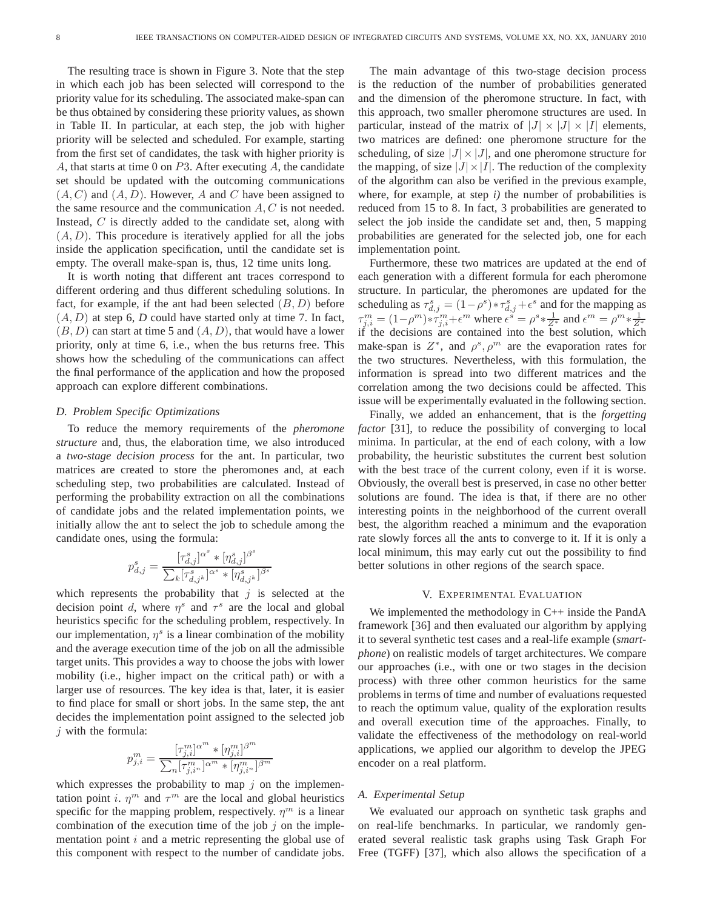The resulting trace is shown in Figure 3. Note that the step in which each job has been selected will correspond to the priority value for its scheduling. The associated make-span can be thus obtained by considering these priority values, as shown in Table II. In particular, at each step, the job with higher priority will be selected and scheduled. For example, starting from the first set of candidates, the task with higher priority is $A$, that starts at time 0 on $P3$. After executing $A$, the candidate set should be updated with the outcoming communications $(A, C)$ and $(A, D)$. However, $A$ and $C$ have been assigned to the same resource and the communication $A, C$ is not needed. Instead, $C$ is directly added to the candidate set, along with $(A, D)$. This procedure is iteratively applied for all the jobs inside the application specification, until the candidate set is empty. The overall make-span is, thus, 12 time units long.

It is worth noting that different ant traces correspond to different ordering and thus different scheduling solutions. In fact, for example, if the ant had been selected $(B, D)$ before $(A, D)$ at step 6, $D$ could have started only at time 7. In fact, $(B, D)$ can start at time 5 and $(A, D)$, that would have a lower priority, only at time 6, i.e., when the bus returns free. This shows how the scheduling of the communications can affect the final performance of the application and how the proposed approach can explore different combinations.

### *D. Problem Specific Optimizations*

To reduce the memory requirements of the *pheromone structure* and, thus, the elaboration time, we also introduced a *two-stage decision process* for the ant. In particular, two matrices are created to store the pheromones and, at each scheduling step, two probabilities are calculated. Instead of performing the probability extraction on all the combinations of candidate jobs and the related implementation points, we initially allow the ant to select the job to schedule among the candidate ones, using the formula:

$$p^s_{d,j} = \frac{[\tau^s_{d,j}]^{\alpha^s} * [\eta^s_{d,j}]^{\beta^s}}{\sum_k [\tau^s_{d,j^k}]^{\alpha^s} * [\eta^s_{d,j^k}]^{\beta^s}}$$

which represents the probability that $j$ is selected at the decision point $d$, where $\eta^s$ and $\tau^s$ are the local and global heuristics specific for the scheduling problem, respectively. In our implementation, $\eta^s$ is a linear combination of the mobility and the average execution time of the job on all the admissible target units. This provides a way to choose the jobs with lower mobility (i.e., higher impact on the critical path) or with a larger use of resources. The key idea is that, later, it is easier to find place for small or short jobs. In the same step, the ant decides the implementation point assigned to the selected job $j$ with the formula:

$$p^m_{j,i} = \frac{[\tau^m_{j,i}]^{\alpha^m} * [\eta^m_{j,i}]^{\beta^m}}{\sum_n [\tau^m_{j,i^n}]^{\alpha^m} * [\eta^m_{j,i^n}]^{\beta^m}}$$

which expresses the probability to map $j$ on the implementation point $i$. $\eta^m$ and $\tau^m$ are the local and global heuristics specific for the mapping problem, respectively. $\eta^m$ is a linear combination of the execution time of the job $j$ on the implementation point $i$ and a metric representing the global use of this component with respect to the number of candidate jobs.

The main advantage of this two-stage decision process is the reduction of the number of probabilities generated and the dimension of the pheromone structure. In fact, with this approach, two smaller pheromone structures are used. In particular, instead of the matrix of $|J| \times |J| \times |I|$ elements, two matrices are defined: one pheromone structure for the scheduling, of size $|J| \times |J|$, and one pheromone structure for the mapping, of size $|J| \times |I|$. The reduction of the complexity of the algorithm can also be verified in the previous example, where, for example, at step *i)* the number of probabilities is reduced from 15 to 8. In fact, 3 probabilities are generated to select the job inside the candidate set and, then, 5 mapping probabilities are generated for the selected job, one for each implementation point.

Furthermore, these two matrices are updated at the end of each generation with a different formula for each pheromone structure. In particular, the pheromones are updated for the scheduling as $\tau^s_{d,j} = (1-\rho^s) * \tau^s_{d,j} + \epsilon^s$ and for the mapping as $\tau^m_{j,i} = (1-\rho^m) * \tau^m_{j,i} + \epsilon^m$ where $\epsilon^s = \rho^s * \frac{1}{Z^*}$ and $\epsilon^m = \rho^m * \frac{1}{Z^*}$ if the decisions are contained into the best solution, which make-span is $Z^*$, and $\rho^s, \rho^m$ are the evaporation rates for the two structures. Nevertheless, with this formulation, the information is spread into two different matrices and the correlation among the two decisions could be affected. This issue will be experimentally evaluated in the following section.

Finally, we added an enhancement, that is the *forgetting factor* [31], to reduce the possibility of converging to local minima. In particular, at the end of each colony, with a low probability, the heuristic substitutes the current best solution with the best trace of the current colony, even if it is worse. Obviously, the overall best is preserved, in case no other better solutions are found. The idea is that, if there are no other interesting points in the neighborhood of the current overall best, the algorithm reached a minimum and the evaporation rate slowly forces all the ants to converge to it. If it is only a local minimum, this may early cut out the possibility to find better solutions in other regions of the search space.

## V. Experimental Evaluation

We implemented the methodology in C++ inside the PandA framework [36] and then evaluated our algorithm by applying it to several synthetic test cases and a real-life example (*smartphone*) on realistic models of target architectures. We compare our approaches (i.e., with one or two stages in the decision process) with three other common heuristics for the same problems in terms of time and number of evaluations requested to reach the optimum value, quality of the exploration results and overall execution time of the approaches. Finally, to validate the effectiveness of the methodology on real-world applications, we applied our algorithm to develop the JPEG encoder on a real platform.

### *A. Experimental Setup*

We evaluated our approach on synthetic task graphs and on real-life benchmarks. In particular, we randomly generated several realistic task graphs using Task Graph For Free (TGFF) [37], which also allows the specification of a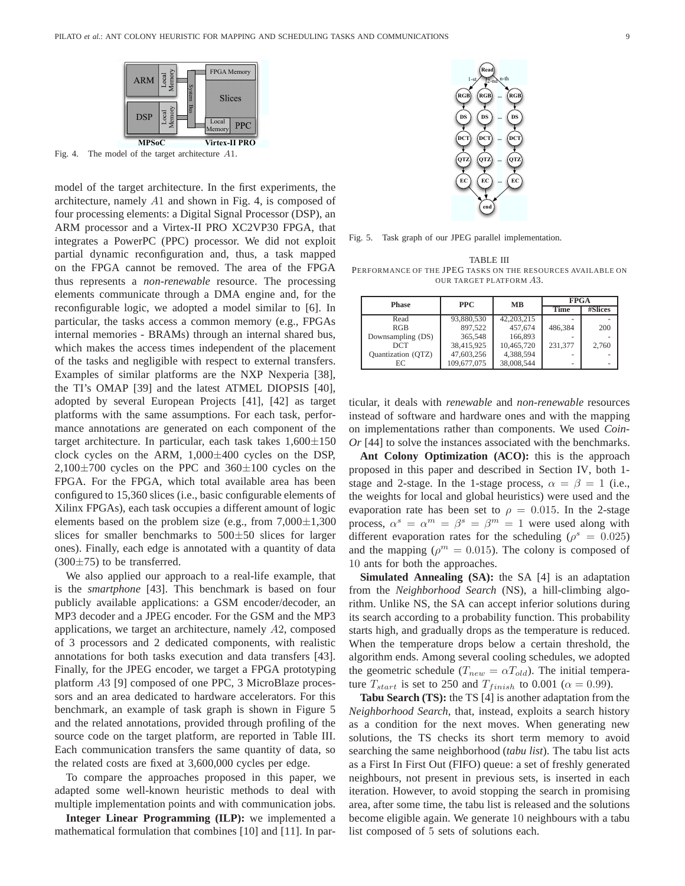Fig. 4. The model of the target architecture $A1$.

model of the target architecture. In the first experiments, the architecture, namely $A1$ and shown in Fig. 4, is composed of four processing elements: a Digital Signal Processor (DSP), an ARM processor and a Virtex-II PRO XC2VP30 FPGA, that integrates a PowerPC (PPC) processor. We did not exploit partial dynamic reconfiguration and, thus, a task mapped on the FPGA cannot be removed. The area of the FPGA thus represents a *non-renewable* resource. The processing elements communicate through a DMA engine and, for the reconfigurable logic, we adopted a model similar to [6]. In particular, the tasks access a common memory (e.g., FPGAs internal memories - BRAMs) through an internal shared bus, which makes the access times independent of the placement of the tasks and negligible with respect to external transfers. Examples of similar platforms are the NXP Nexperia [38], the TI's OMAP [39] and the latest ATMEL DIOPSIS [40], adopted by several European Projects [41], [42] as target platforms with the same assumptions. For each task, performance annotations are generated on each component of the target architecture. In particular, each task takes 1,600$\pm$150 clock cycles on the ARM, 1,000$\pm$400 cycles on the DSP, 2,100$\pm$700 cycles on the PPC and 360$\pm$100 cycles on the FPGA. For the FPGA, which total available area has been configured to 15,360 slices (i.e., basic configurable elements of Xilinx FPGAs), each task occupies a different amount of logic elements based on the problem size (e.g., from 7,000$\pm$1,300 slices for smaller benchmarks to 500$\pm$50 slices for larger ones). Finally, each edge is annotated with a quantity of data (300$\pm$75) to be transferred.

We also applied our approach to a real-life example, that is the *smartphone* [43]. This benchmark is based on four publicly available applications: a GSM encoder/decoder, an MP3 decoder and a JPEG encoder. For the GSM and the MP3 applications, we target an architecture, namely $A2$, composed of 3 processors and 2 dedicated components, with realistic annotations for both tasks execution and data transfers [43]. Finally, for the JPEG encoder, we target a FPGA prototyping platform $A3$ [9] composed of one PPC, 3 MicroBlaze processors and an area dedicated to hardware accelerators. For this benchmark, an example of task graph is shown in Figure 5 and the related annotations, provided through profiling of the source code on the target platform, are reported in Table III. Each communication transfers the same quantity of data, so the related costs are fixed at 3,600,000 cycles per edge.

To compare the approaches proposed in this paper, we adapted some well-known heuristic methods to deal with multiple implementation points and with communication jobs.

**Integer Linear Programming (ILP):** we implemented a mathematical formulation that combines [10] and [11]. In particular, it deals with *renewable* and *non-renewable* resources instead of software and hardware ones and with the mapping on implementations rather than components. We used *Coin-Or* [44] to solve the instances associated with the benchmarks.

Fig. 5. Task graph of our JPEG parallel implementation.

TABLE III
PERFORMANCE OF THE JPEG TASKS ON THE RESOURCES AVAILABLE ON OUR TARGET PLATFORM $A3$.

| Phase | PPC | MB | FPGA | |
|---|---|---|---|---|
| | | | Time | #Slices |
| Read | 93,880,530 | 42,203,215 | - | - |
| RGB | 897,522 | 457,674 | 486,384 | 200 |
| Downsampling (DS) | 365,548 | 166,893 | - | - |
| DCT | 38,415,925 | 10,465,720 | 231,377 | 2,760 |
| Quantization (QTZ) | 47,603,256 | 4,388,594 | - | - |
| EC | 109,677,075 | 38,008,544 | - | - |

**Ant Colony Optimization (ACO):** this is the approach proposed in this paper and described in Section IV, both 1-stage and 2-stage. In the 1-stage process, $\alpha = \beta = 1$ (i.e., the weights for local and global heuristics) were used and the evaporation rate has been set to $\rho = 0.015$. In the 2-stage process, $\alpha^s = \alpha^m = \beta^s = \beta^m = 1$ were used along with different evaporation rates for the scheduling ($\rho^s = 0.025$) and the mapping ($\rho^m = 0.015$). The colony is composed of $10$ ants for both the approaches.

**Simulated Annealing (SA):** the SA [4] is an adaptation from the *Neighborhood Search* (NS), a hill-climbing algorithm. Unlike NS, the SA can accept inferior solutions during its search according to a probability function. This probability starts high, and gradually drops as the temperature is reduced. When the temperature drops below a certain threshold, the algorithm ends. Among several cooling schedules, we adopted the geometric schedule ($T_{new} = \alpha T_{old}$). The initial temperature $T_{start}$ is set to 250 and $T_{finish}$ to 0.001 ($\alpha = 0.99$).

**Tabu Search (TS):** the TS [4] is another adaptation from the *Neighborhood Search*, that, instead, exploits a search history as a condition for the next moves. When generating new solutions, the TS checks its short term memory to avoid searching the same neighborhood (*tabu list*). The tabu list acts as a First In First Out (FIFO) queue: a set of freshly generated neighbours, not present in previous sets, is inserted in each iteration. However, to avoid stopping the search in promising area, after some time, the tabu list is released and the solutions become eligible again. We generate $10$ neighbours with a tabu list composed of $5$ sets of solutions each.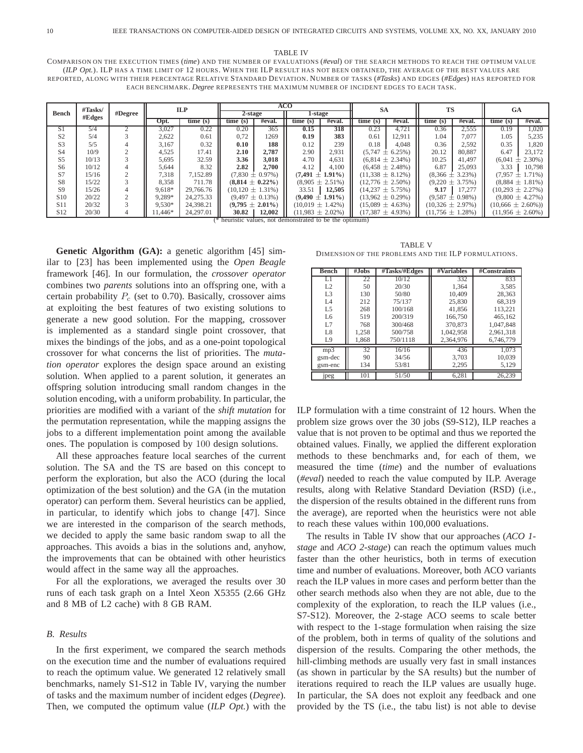TABLE IV

COMPARISON ON THE EXECUTION TIMES (*time*) AND THE NUMBER OF EVALUATIONS (*#eval*) OF THE SEARCH METHODS TO REACH THE OPTIMUM VALUE (*ILP Opt.*). ILP HAS A TIME LIMIT OF 12 HOURS. WHEN THE ILP RESULT HAS NOT BEEN OBTAINED, THE AVERAGE OF THE BEST VALUES ARE REPORTED, ALONG WITH THEIR PERCENTAGE RELATIVE STANDARD DEVIATION. NUMBER OF TASKS (*#Tasks*) AND EDGES (*#Edges*) HAS REPORTED FOR EACH BENCHMARK. *Degree* REPRESENTS THE MAXIMUM NUMBER OF INCIDENT EDGES TO EACH TASK.

| Bench | #Tasks/ #Edges | #Degree | ILP | | ACO | | | | SA | | TS | | GA | |
|---|---|---|---|---|---|---|---|---|---|---|---|---|---|---|
| | | | | | 2-stage | | 1-stage | | | | | | | |
| | | | Opt. | time (s) | time (s) | #eval. | time (s) | #eval. | time (s) | #eval. | time (s) | #eval. | time (s) | #eval. |
| S1 | 5/4 | 2 | 3,027 | 0.22 | 0.20 | 365 | **0.15** | **318** | 0.23 | 4,721 | 0.36 | 2,555 | 0.19 | 1,020 |
| S2 | 5/4 | 3 | 2,622 | 0.61 | 0,72 | 1269 | **0.19** | **383** | 0.61 | 12,911 | 1.04 | 7,077 | 1.05 | 5,235 |
| S3 | 5/5 | 4 | 3,167 | 0.32 | **0.10** | **188** | 0.12 | 239 | 0.18 | 4,048 | 0.36 | 2,592 | 0.35 | 1,820 |
| S4 | 10/9 | 2 | 4,525 | 17.41 | **2.10** | **2,787** | 2.90 | 2,931 | (5,747 ± 6.25%) | | 20.12 | 80,887 | 6.47 | 23,172 |
| S5 | 10/13 | 3 | 5,695 | 32.59 | **3.36** | **3,018** | 4.70 | 4,631 | (6,814 ± 2.34%) | | 10.25 | 41,497 | (6,041 ± 2.30%) | |
| S6 | 10/12 | 4 | 5,644 | 8.32 | **2.82** | **2,700** | 4.12 | 4,100 | (6,458 ± 2.48%) | | 6.87 | 25,093 | 3.33 | 10,798 |
| S7 | 15/16 | 2 | 7,318 | 7,152.89 | (7,830 ± 0.97%) | | **(7,491 ± 1.91%)** | | (11,338 ± 8.12%) | | (8,366 ± 3.23%) | | (7,957 ± 1.71%) | |
| S8 | 15/22 | 3 | 8,358 | 711.78 | **(8,814 ± 0.22%)** | | (8,905 ± 2.51%) | | (12,776 ± 2.50%) | | (9,220 ± 3.75%) | | (8,884 ± 1.81%) | |
| S9 | 15/26 | 4 | 9,618* | 29,766.76 | (10,120 ± 1.31%) | | 33.51 | **12,505** | (14,237 ± 5.75%) | | **9.17** | 17,277 | (10,293 ± 2.27%) | |
| S10 | 20/22 | 2 | 9,289* | 24,275.33 | (9,497 ± 0.13%) | | **(9,490 ± 1.91%)** | | (13,962 ± 0.29%) | | (9,587 ± 0.98%) | | (9,800 ± 4.27%) | |
| S11 | 20/32 | 3 | 9,530* | 24,398.21 | **(9,795 ± 2.01%)** | | (10,019 ± 1.42%) | | (15,089 ± 4.63%) | | (10,326 ± 2.97%) | | (10,666 ± 2.60%)) | |
| S12 | 20/30 | 4 | 11,446* | 24,297.01 | **30.82** | **12,002** | (11,983 ± 2.02%) | | (17,387 ± 4.93%) | | (11,756 ± 1.28%) | | (11,956 ± 2.60%) | |

(* heuristic values, not demonstrated to be the optimum)

**Genetic Algorithm (GA):** a genetic algorithm [45] similar to [23] has been implemented using the *Open Beagle* framework [46]. In our formulation, the *crossover operator* combines two *parents* solutions into an offspring one, with a certain probability $P_c$ (set to 0.70). Basically, crossover aims at exploiting the best features of two existing solutions to generate a new good solution. For the mapping, crossover is implemented as a standard single point crossover, that mixes the bindings of the jobs, and as a one-point topological crossover for what concerns the list of priorities. The *mutation operator* explores the design space around an existing solution. When applied to a parent solution, it generates an offspring solution introducing small random changes in the solution encoding, with a uniform probability. In particular, the priorities are modified with a variant of the *shift mutation* for the permutation representation, while the mapping assigns the jobs to a different implementation point among the available ones. The population is composed by $100$ design solutions.

All these approaches feature local searches of the current solution. The SA and the TS are based on this concept to perform the exploration, but also the ACO (during the local optimization of the best solution) and the GA (in the mutation operator) can perform them. Several heuristics can be applied, in particular, to identify which jobs to change [47]. Since we are interested in the comparison of the search methods, we decided to apply the same basic random swap to all the approaches. This avoids a bias in the solutions and, anyhow, the improvements that can be obtained with other heuristics would affect in the same way all the approaches.

For all the explorations, we averaged the results over 30 runs of each task graph on a Intel Xeon X5355 (2.66 GHz and 8 MB of L2 cache) with 8 GB RAM.

### B. Results

In the first experiment, we compared the search methods on the execution time and the number of evaluations required to reach the optimum value. We generated 12 relatively small benchmarks, namely S1-S12 in Table IV, varying the number of tasks and the maximum number of incident edges (*Degree*). Then, we computed the optimum value (*ILP Opt.*) with the ILP formulation with a time constraint of 12 hours. When the problem size grows over the 30 jobs (S9-S12), ILP reaches a value that is not proven to be optimal and thus we reported the obtained values. Finally, we applied the different exploration methods to these benchmarks and, for each of them, we measured the time (*time*) and the number of evaluations (*#eval*) needed to reach the value computed by ILP. Average results, along with Relative Standard Deviation (RSD) (i.e., the dispersion of the results obtained in the different runs from the average), are reported when the heuristics were not able to reach these values within 100,000 evaluations.

TABLE V

DIMENSION OF THE PROBLEMS AND THE ILP FORMULATIONS.

| Bench | #Jobs | #Tasks/#Edges | #Variables | #Constraints |
|---|---|---|---|---|
| L1 | 22 | 10/12 | 332 | 833 |
| L2 | 50 | 20/30 | 1,364 | 3,585 |
| L3 | 130 | 50/80 | 10,409 | 28,363 |
| L4 | 212 | 75/137 | 25,830 | 68,319 |
| L5 | 268 | 100/168 | 41,856 | 113,221 |
| L6 | 519 | 200/319 | 166,750 | 465,162 |
| L7 | 768 | 300/468 | 370,873 | 1,047,848 |
| L8 | 1,258 | 500/758 | 1,042,958 | 2,961,318 |
| L9 | 1,868 | 750/1118 | 2,364,976 | 6,746,779 |
| mp3 | 32 | 16/16 | 436 | 1,073 |
| gsm-dec | 90 | 34/56 | 3,703 | 10,039 |
| gsm-enc | 134 | 53/81 | 2,295 | 5,129 |
| jpeg | 101 | 51/50 | 6,281 | 26,239 |

The results in Table IV show that our approaches (*ACO 1-stage* and *ACO 2-stage*) can reach the optimum values much faster than the other heuristics, both in terms of execution time and number of evaluations. Moreover, both ACO variants reach the ILP values in more cases and perform better than the other search methods also when they are not able, due to the complexity of the exploration, to reach the ILP values (i.e., S7-S12). Moreover, the 2-stage ACO seems to scale better with respect to the 1-stage formulation when raising the size of the problem, both in terms of quality of the solutions and dispersion of the results. Comparing the other methods, the hill-climbing methods are usually very fast in small instances (as shown in particular by the SA results) but the number of iterations required to reach the ILP values are usually huge. In particular, the SA does not exploit any feedback and one provided by the TS (i.e., the tabu list) is not able to devise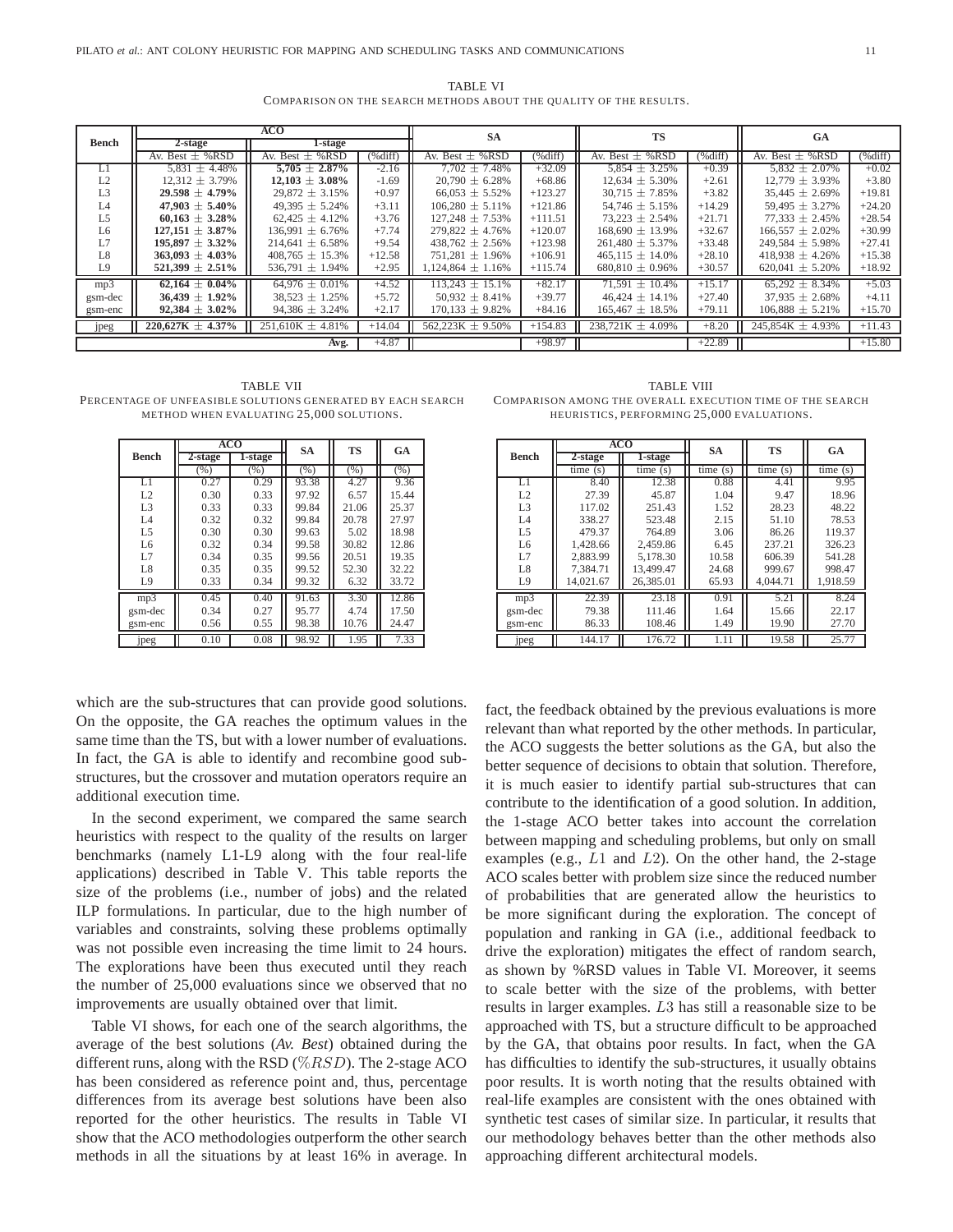TABLE VI

COMPARISON ON THE SEARCH METHODS ABOUT THE QUALITY OF THE RESULTS.

| Bench | ACO | | | SA | | TS | | GA | |
|---|---|---|---|---|---|---|---|---|---|
| | 2-stage | 1-stage | | | | | | | |
| | Av. Best ± %RSD | Av. Best ± %RSD | (%diff) | Av. Best ± %RSD | (%diff) | Av. Best ± %RSD | (%diff) | Av. Best ± %RSD | (%diff) |
| L1 | 5,831 ± 4.48% | **5,705 ± 2.87%** | -2.16 | 7,702 ± 7.48% | +32.09 | 5,854 ± 3.25% | +0.39 | 5,832 ± 2.07% | +0.02 |
| L2 | 12,312 ± 3.79% | **12,103 ± 3.08%** | -1.69 | 20,790 ± 6.28% | +68.86 | 12,634 ± 5.30% | +2.61 | 12,779 ± 3.93% | +3.80 |
| L3 | **29,598 ± 4.79%** | 29,872 ± 3.15% | +0.97 | 66,053 ± 5.52% | +123.27 | 30,715 ± 7.85% | +3.82 | 35,445 ± 2.69% | +19.81 |
| L4 | **47,903 ± 5.40%** | 49,395 ± 5.24% | +3.11 | 106,280 ± 5.11% | +121.86 | 54,746 ± 5.15% | +14.29 | 59,495 ± 3.27% | +24.20 |
| L5 | **60,163 ± 3.28%** | 62,425 ± 4.12% | +3.76 | 127,248 ± 7.53% | +111.51 | 73,223 ± 2.54% | +21.71 | 77,333 ± 2.45% | +28.54 |
| L6 | **127,151 ± 3.87%** | 136,991 ± 6.76% | +7.74 | 279,822 ± 4.76% | +120.07 | 168,690 ± 13.9% | +32.67 | 166,557 ± 2.02% | +30.99 |
| L7 | **195,897 ± 3.32%** | 214,641 ± 6.58% | +9.54 | 438,762 ± 2.56% | +123.98 | 261,480 ± 5.37% | +33.48 | 249,584 ± 5.98% | +27.41 |
| L8 | **363,093 ± 4.03%** | 408,765 ± 15.3% | +12.58 | 751,281 ± 1.96% | +106.91 | 465,115 ± 14.0% | +28.10 | 418,938 ± 4.26% | +15.38 |
| L9 | **521,399 ± 2.51%** | 536,791 ± 1.94% | +2.95 | 1,124,864 ± 1.16% | +115.74 | 680,810 ± 0.96% | +30.57 | 620,041 ± 5.20% | +18.92 |
| mp3 | **62,164 ± 0.04%** | 64,976 ± 0.01% | +4.52 | 113,243 ± 15.1% | +82.17 | 71,591 ± 10.4% | +15.17 | 65,292 ± 8.34% | +5.03 |
| gsm-dec | **36,439 ± 1.92%** | 38,523 ± 1.25% | +5.72 | 50,932 ± 8.41% | +39.77 | 46,424 ± 14.1% | +27.40 | 37,935 ± 2.68% | +4.11 |
| gsm-enc | **92,384 ± 3.02%** | 94,386 ± 3.24% | +2.17 | 170,133 ± 9.82% | +84.16 | 165,467 ± 18.5% | +79.11 | 106,888 ± 5.21% | +15.70 |
| jpeg | **220,627K ± 4.37%** | 251,610K ± 4.81% | +14.04 | 562,223K ± 9.50% | +154.83 | 238,721K ± 4.09% | +8.20 | 245,854K ± 4.93% | +11.43 |
| | | Avg. | +4.87 | | +98.97 | | +22.89 | | +15.80 |

TABLE VII

PERCENTAGE OF UNFEASIBLE SOLUTIONS GENERATED BY EACH SEARCH METHOD WHEN EVALUATING 25,000 SOLUTIONS.

| Bench | ACO | | SA | TS | GA |
|---|---|---|---|---|---|
| | 2-stage | 1-stage | | | |
| | (%) | (%) | (%) | (%) | (%) |
| L1 | 0.27 | 0.29 | 93.38 | 4.27 | 9.36 |
| L2 | 0.30 | 0.33 | 97.92 | 6.57 | 15.44 |
| L3 | 0.33 | 0.33 | 99.84 | 21.06 | 25.37 |
| L4 | 0.32 | 0.32 | 99.84 | 20.78 | 27.97 |
| L5 | 0.30 | 0.30 | 99.63 | 5.02 | 18.98 |
| L6 | 0.32 | 0.34 | 99.58 | 30.82 | 12.86 |
| L7 | 0.34 | 0.35 | 99.56 | 20.51 | 19.35 |
| L8 | 0.35 | 0.35 | 99.52 | 52.30 | 32.22 |
| L9 | 0.33 | 0.34 | 99.32 | 6.32 | 33.72 |
| mp3 | 0.45 | 0.40 | 91.63 | 3.30 | 12.86 |
| gsm-dec | 0.34 | 0.27 | 95.77 | 4.74 | 17.50 |
| gsm-enc | 0.56 | 0.55 | 98.38 | 10.76 | 24.47 |
| jpeg | 0.10 | 0.08 | 98.92 | 1.95 | 7.33 |

TABLE VIII

COMPARISON AMONG THE OVERALL EXECUTION TIME OF THE SEARCH HEURISTICS, PERFORMING 25,000 EVALUATIONS.

| Bench | ACO | | SA | TS | GA |
|---|---|---|---|---|---|
| | 2-stage | 1-stage | | | |
| | time (s) | time (s) | time (s) | time (s) | time (s) |
| L1 | 8.40 | 12.38 | 0.88 | 4.41 | 9.95 |
| L2 | 27.39 | 45.87 | 1.04 | 9.47 | 18.96 |
| L3 | 117.02 | 251.43 | 1.52 | 28.23 | 48.22 |
| L4 | 338.27 | 523.48 | 2.15 | 51.10 | 78.53 |
| L5 | 479.37 | 764.89 | 3.06 | 86.26 | 119.37 |
| L6 | 1,428.66 | 2,459.86 | 6.45 | 237.21 | 326.23 |
| L7 | 2,883.99 | 5,178.30 | 10.58 | 606.39 | 541.28 |
| L8 | 7,384.71 | 13,499.47 | 24.68 | 999.67 | 998.47 |
| L9 | 14,021.67 | 26,385.01 | 65.93 | 4,044.71 | 1,918.59 |
| mp3 | 22.39 | 23.18 | 0.91 | 5.21 | 8.24 |
| gsm-dec | 79.38 | 111.46 | 1.64 | 15.66 | 22.17 |
| gsm-enc | 86.33 | 108.46 | 1.49 | 19.90 | 27.70 |
| jpeg | 144.17 | 176.72 | 1.11 | 19.58 | 25.77 |

which are the sub-structures that can provide good solutions. On the opposite, the GA reaches the optimum values in the same time than the TS, but with a lower number of evaluations. In fact, the GA is able to identify and recombine good sub-structures, but the crossover and mutation operators require an additional execution time.

In the second experiment, we compared the same search heuristics with respect to the quality of the results on larger benchmarks (namely L1-L9 along with the four real-life applications) described in Table V. This table reports the size of the problems (i.e., number of jobs) and the related ILP formulations. In particular, due to the high number of variables and constraints, solving these problems optimally was not possible even increasing the time limit to 24 hours. The explorations have been thus executed until they reach the number of 25,000 evaluations since we observed that no improvements are usually obtained over that limit.

Table VI shows, for each one of the search algorithms, the average of the best solutions (*Av. Best*) obtained during the different runs, along with the RSD ($\%RSD$). The 2-stage ACO has been considered as reference point and, thus, percentage differences from its average best solutions have been also reported for the other heuristics. The results in Table VI show that the ACO methodologies outperform the other search methods in all the situations by at least 16% in average. In fact, the feedback obtained by the previous evaluations is more relevant than what reported by the other methods. In particular, the ACO suggests the better solutions as the GA, but also the better sequence of decisions to obtain that solution. Therefore, it is much easier to identify partial sub-structures that can contribute to the identification of a good solution. In addition, the 1-stage ACO better takes into account the correlation between mapping and scheduling problems, but only on small examples (e.g., $L1$ and $L2$). On the other hand, the 2-stage ACO scales better with problem size since the reduced number of probabilities that are generated allow the heuristics to be more significant during the exploration. The concept of population and ranking in GA (i.e., additional feedback to drive the exploration) mitigates the effect of random search, as shown by %RSD values in Table VI. Moreover, it seems to scale better with the size of the problems, with better results in larger examples. $L3$ has still a reasonable size to be approached with TS, but a structure difficult to be approached by the GA, that obtains poor results. In fact, when the GA has difficulties to identify the sub-structures, it usually obtains poor results. It is worth noting that the results obtained with real-life examples are consistent with the ones obtained with synthetic test cases of similar size. In particular, it results that our methodology behaves better than the other methods also approaching different architectural models.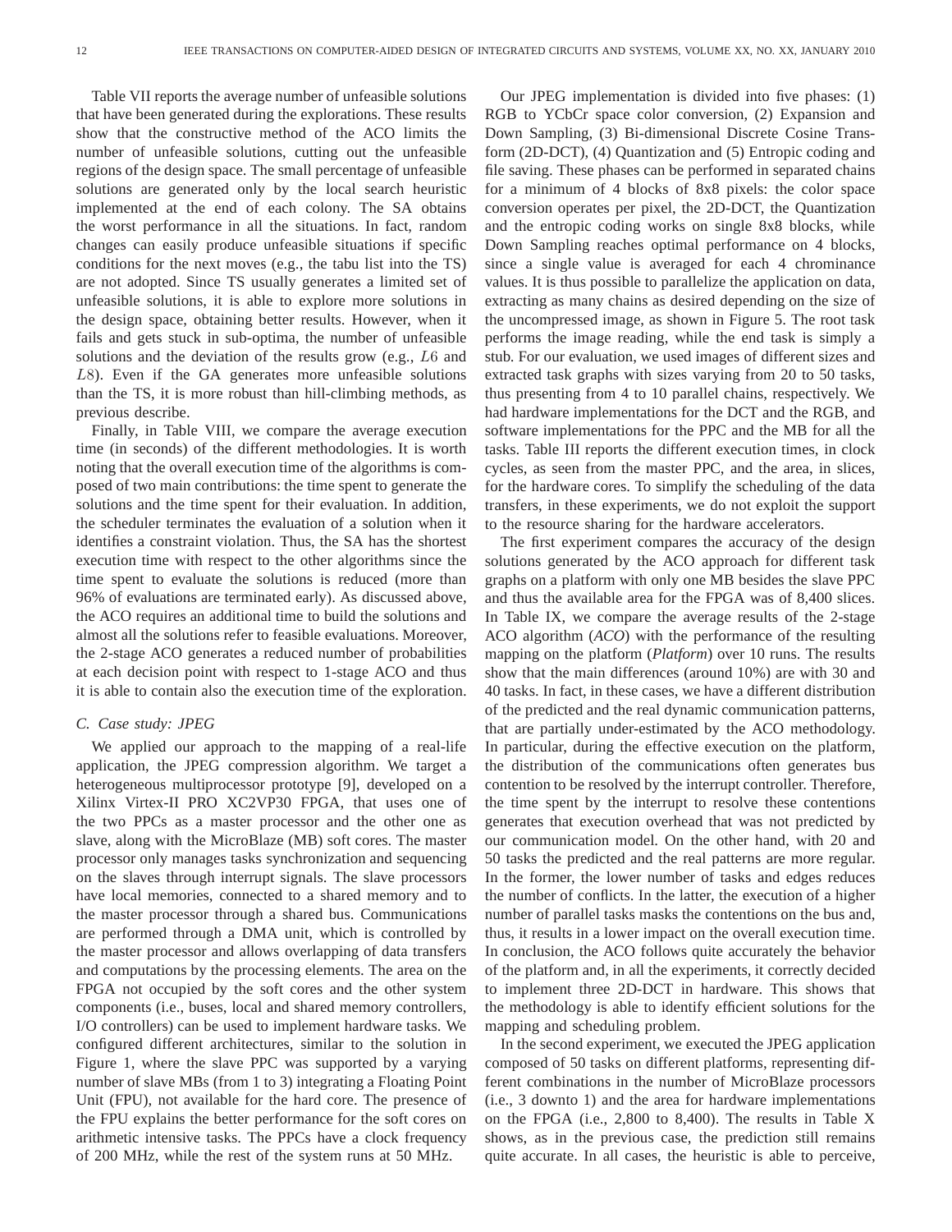Table VII reports the average number of unfeasible solutions that have been generated during the explorations. These results show that the constructive method of the ACO limits the number of unfeasible solutions, cutting out the unfeasible regions of the design space. The small percentage of unfeasible solutions are generated only by the local search heuristic implemented at the end of each colony. The SA obtains the worst performance in all the situations. In fact, random changes can easily produce unfeasible situations if specific conditions for the next moves (e.g., the tabu list into the TS) are not adopted. Since TS usually generates a limited set of unfeasible solutions, it is able to explore more solutions in the design space, obtaining better results. However, when it fails and gets stuck in sub-optima, the number of unfeasible solutions and the deviation of the results grow (e.g., $L6$ and $L8$). Even if the GA generates more unfeasible solutions than the TS, it is more robust than hill-climbing methods, as previous describe.

Finally, in Table VIII, we compare the average execution time (in seconds) of the different methodologies. It is worth noting that the overall execution time of the algorithms is composed of two main contributions: the time spent to generate the solutions and the time spent for their evaluation. In addition, the scheduler terminates the evaluation of a solution when it identifies a constraint violation. Thus, the SA has the shortest execution time with respect to the other algorithms since the time spent to evaluate the solutions is reduced (more than 96% of evaluations are terminated early). As discussed above, the ACO requires an additional time to build the solutions and almost all the solutions refer to feasible evaluations. Moreover, the 2-stage ACO generates a reduced number of probabilities at each decision point with respect to 1-stage ACO and thus it is able to contain also the execution time of the exploration.

### C. Case study: JPEG

We applied our approach to the mapping of a real-life application, the JPEG compression algorithm. We target a heterogeneous multiprocessor prototype [9], developed on a Xilinx Virtex-II PRO XC2VP30 FPGA, that uses one of the two PPCs as a master processor and the other one as slave, along with the MicroBlaze (MB) soft cores. The master processor only manages tasks synchronization and sequencing on the slaves through interrupt signals. The slave processors have local memories, connected to a shared memory and to the master processor through a shared bus. Communications are performed through a DMA unit, which is controlled by the master processor and allows overlapping of data transfers and computations by the processing elements. The area on the FPGA not occupied by the soft cores and the other system components (i.e., buses, local and shared memory controllers, I/O controllers) can be used to implement hardware tasks. We configured different architectures, similar to the solution in Figure 1, where the slave PPC was supported by a varying number of slave MBs (from 1 to 3) integrating a Floating Point Unit (FPU), not available for the hard core. The presence of the FPU explains the better performance for the soft cores on arithmetic intensive tasks. The PPCs have a clock frequency of 200 MHz, while the rest of the system runs at 50 MHz.

Our JPEG implementation is divided into five phases: (1) RGB to YCbCr space color conversion, (2) Expansion and Down Sampling, (3) Bi-dimensional Discrete Cosine Transform (2D-DCT), (4) Quantization and (5) Entropic coding and file saving. These phases can be performed in separated chains for a minimum of 4 blocks of 8x8 pixels: the color space conversion operates per pixel, the 2D-DCT, the Quantization and the entropic coding works on single 8x8 blocks, while Down Sampling reaches optimal performance on 4 blocks, since a single value is averaged for each 4 chrominance values. It is thus possible to parallelize the application on data, extracting as many chains as desired depending on the size of the uncompressed image, as shown in Figure 5. The root task performs the image reading, while the end task is simply a stub. For our evaluation, we used images of different sizes and extracted task graphs with sizes varying from 20 to 50 tasks, thus presenting from 4 to 10 parallel chains, respectively. We had hardware implementations for the DCT and the RGB, and software implementations for the PPC and the MB for all the tasks. Table III reports the different execution times, in clock cycles, as seen from the master PPC, and the area, in slices, for the hardware cores. To simplify the scheduling of the data transfers, in these experiments, we do not exploit the support to the resource sharing for the hardware accelerators.

The first experiment compares the accuracy of the design solutions generated by the ACO approach for different task graphs on a platform with only one MB besides the slave PPC and thus the available area for the FPGA was of 8,400 slices. In Table IX, we compare the average results of the 2-stage ACO algorithm (*ACO*) with the performance of the resulting mapping on the platform (*Platform*) over 10 runs. The results show that the main differences (around 10%) are with 30 and 40 tasks. In fact, in these cases, we have a different distribution of the predicted and the real dynamic communication patterns, that are partially under-estimated by the ACO methodology. In particular, during the effective execution on the platform, the distribution of the communications often generates bus contention to be resolved by the interrupt controller. Therefore, the time spent by the interrupt to resolve these contentions generates that execution overhead that was not predicted by our communication model. On the other hand, with 20 and 50 tasks the predicted and the real patterns are more regular. In the former, the lower number of tasks and edges reduces the number of conflicts. In the latter, the execution of a higher number of parallel tasks masks the contentions on the bus and, thus, it results in a lower impact on the overall execution time. In conclusion, the ACO follows quite accurately the behavior of the platform and, in all the experiments, it correctly decided to implement three 2D-DCT in hardware. This shows that the methodology is able to identify efficient solutions for the mapping and scheduling problem.

In the second experiment, we executed the JPEG application composed of 50 tasks on different platforms, representing different combinations in the number of MicroBlaze processors (i.e., 3 downto 1) and the area for hardware implementations on the FPGA (i.e., 2,800 to 8,400). The results in Table X shows, as in the previous case, the prediction still remains quite accurate. In all cases, the heuristic is able to perceive,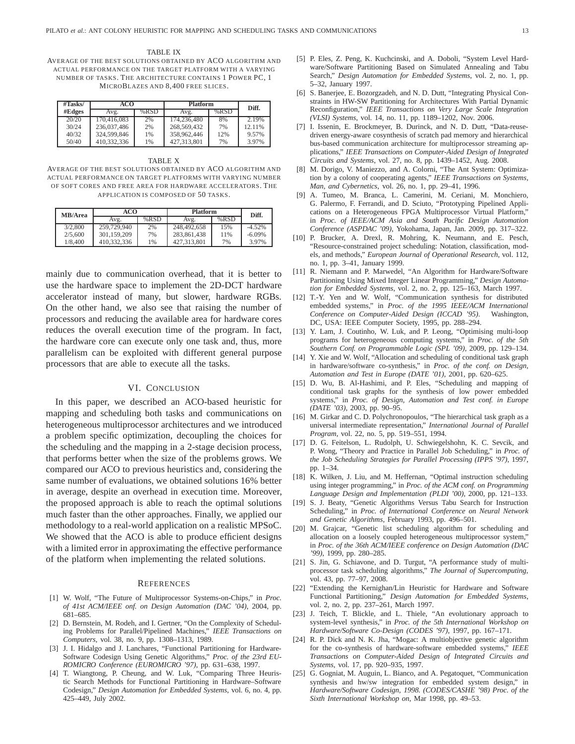TABLE IX

AVERAGE OF THE BEST SOLUTIONS OBTAINED BY ACO ALGORITHM AND ACTUAL PERFORMANCE ON THE TARGET PLATFORM WITH A VARYING NUMBER OF TASKS. THE ARCHITECTURE CONTAINS 1 POWER PC, 1 MICROBLAZES AND 8,400 FREE SLICES.

| #Tasks/ #Edges | ACO | | Platform | | Diff. |
|---|---|---|---|---|---|
| | Avg. | %RSD | Avg. | %RSD | |
| 20/20 | 170,416,083 | 2% | 174,236,480 | 8% | 2.19% |
| 30/24 | 236,037,486 | 2% | 268,569,432 | 7% | 12.11% |
| 40/32 | 324,599,846 | 1% | 358,962,446 | 12% | 9.57% |
| 50/40 | 410,332,336 | 1% | 427,313,801 | 7% | 3.97% |

TABLE X

AVERAGE OF THE BEST SOLUTIONS OBTAINED BY ACO ALGORITHM AND ACTUAL PERFORMANCE ON TARGET PLATFORMS WITH VARYING NUMBER OF SOFT CORES AND FREE AREA FOR HARDWARE ACCELERATORS. THE APPLICATION IS COMPOSED OF 50 TASKS.

| MB/Area | ACO | | Platform | | Diff. |
|---|---|---|---|---|---|
| | Avg. | %RSD | Avg. | %RSD | |
| 3/2,800 | 259,729,940 | 2% | 248,492,658 | 15% | -4.52% |
| 2/5,600 | 301,159,209 | 7% | 283,861,438 | 11% | -6.09% |
| 1/8,400 | 410,332,336 | 1% | 427,313,801 | 7% | 3.97% |

mainly due to communication overhead, that it is better to use the hardware space to implement the 2D-DCT hardware accelerator instead of many, but slower, hardware RGBs. On the other hand, we also see that raising the number of processors and reducing the available area for hardware cores reduces the overall execution time of the program. In fact, the hardware core can execute only one task and, thus, more parallelism can be exploited with different general purpose processors that are able to execute all the tasks.

## VI. CONCLUSION

In this paper, we described an ACO-based heuristic for mapping and scheduling both tasks and communications on heterogeneous multiprocessor architectures and we introduced a problem specific optimization, decoupling the choices for the scheduling and the mapping in a 2-stage decision process, that performs better when the size of the problems grows. We compared our ACO to previous heuristics and, considering the same number of evaluations, we obtained solutions 16% better in average, despite an overhead in execution time. Moreover, the proposed approach is able to reach the optimal solutions much faster than the other approaches. Finally, we applied our methodology to a real-world application on a realistic MPSoC. We showed that the ACO is able to produce efficient designs with a limited error in approximating the effective performance of the platform when implementing the related solutions.

## REFERENCES

[1] W. Wolf, "The Future of Multiprocessor Systems-on-Chips," in *Proc. of 41st ACM/IEEE onf. on Design Automation (DAC '04)*, 2004, pp. 681–685.

[2] D. Bernstein, M. Rodeh, and I. Gertner, "On the Complexity of Scheduling Problems for Parallel/Pipelined Machines," *IEEE Transactions on Computers*, vol. 38, no. 9, pp. 1308–1313, 1989.

[3] J. I. Hidalgo and J. Lanchares, "Functional Partitioning for Hardware-Software Codesign Using Genetic Algorithms," *Proc. of the 23rd EUROMICRO Conference (EUROMICRO '97)*, pp. 631–638, 1997.

[4] T. Wiangtong, P. Cheung, and W. Luk, "Comparing Three Heuristic Search Methods for Functional Partitioning in Hardware–Software Codesign," *Design Automation for Embedded Systems*, vol. 6, no. 4, pp. 425–449, July 2002.

[5] P. Eles, Z. Peng, K. Kuchcinski, and A. Doboli, "System Level Hardware/Software Partitioning Based on Simulated Annealing and Tabu Search," *Design Automation for Embedded Systems*, vol. 2, no. 1, pp. 5–32, January 1997.

[6] S. Banerjee, E. Bozorgzadeh, and N. D. Dutt, "Integrating Physical Constraints in HW-SW Partitioning for Architectures With Partial Dynamic Reconfiguration," *IEEE Transactions on Very Large Scale Integration (VLSI) Systems*, vol. 14, no. 11, pp. 1189–1202, Nov. 2006.

[7] I. Issenin, E. Brockmeyer, B. Durinck, and N. D. Dutt, "Data-reuse-driven energy-aware cosynthesis of scratch pad memory and hierarchical bus-based communication architecture for multiprocessor streaming applications," *IEEE Transactions on Computer-Aided Design of Integrated Circuits and Systems*, vol. 27, no. 8, pp. 1439–1452, Aug. 2008.

[8] M. Dorigo, V. Maniezzo, and A. Colorni, "The Ant System: Optimization by a colony of cooperating agents," *IEEE Transactions on Systems, Man, and Cybernetics*, vol. 26, no. 1, pp. 29–41, 1996.

[9] A. Tumeo, M. Branca, L. Camerini, M. Ceriani, M. Monchiero, G. Palermo, F. Ferrandi, and D. Sciuto, "Prototyping Pipelined Applications on a Heterogeneous FPGA Multiprocessor Virtual Platform," in *Proc. of IEEE/ACM Asia and South Pacific Design Automation Conference (ASPDAC '09)*, Yokohama, Japan, Jan. 2009, pp. 317–322.

[10] P. Brucker, A. Drexl, R. Mohring, K. Neumann, and E. Pesch, "Resource-constrained project scheduling: Notation, classification, models, and methods," *European Journal of Operational Research*, vol. 112, no. 1, pp. 3–41, January 1999.

[11] R. Niemann and P. Marwedel, "An Algorithm for Hardware/Software Partitioning Using Mixed Integer Linear Programming," *Design Automation for Embedded Systems*, vol. 2, no. 2, pp. 125–163, March 1997.

[12] T.-Y. Yen and W. Wolf, "Communication synthesis for distributed embedded systems," in *Proc. of the 1995 IEEE/ACM International Conference on Computer-Aided Design (ICCAD '95)*. Washington, DC, USA: IEEE Computer Society, 1995, pp. 288–294.

[13] Y. Lam, J. Coutinho, W. Luk, and P. Leong, "Optimising multi-loop programs for heterogeneous computing systems," in *Proc. of the 5th Southern Conf. on Programmable Logic (SPL '09)*, 2009, pp. 129–134.

[14] Y. Xie and W. Wolf, "Allocation and scheduling of conditional task graph in hardware/software co-synthesis," in *Proc. of the conf. on Design, Automation and Test in Europe (DATE '01)*, 2001, pp. 620–625.

[15] D. Wu, B. Al-Hashimi, and P. Eles, "Scheduling and mapping of conditional task graphs for the synthesis of low power embedded systems," in *Proc. of Design, Automation and Test conf. in Europe (DATE '03)*, 2003, pp. 90–95.

[16] M. Girkar and C. D. Polychronopoulos, "The hierarchical task graph as a universal intermediate representation," *International Journal of Parallel Program*, vol. 22, no. 5, pp. 519–551, 1994.

[17] D. G. Feitelson, L. Rudolph, U. Schwiegelshohn, K. C. Sevcik, and P. Wong, "Theory and Practice in Parallel Job Scheduling," in *Proc. of the Job Scheduling Strategies for Parallel Processing (IPPS '97)*, 1997, pp. 1–34.

[18] K. Wilken, J. Liu, and M. Heffernan, "Optimal instruction scheduling using integer programming," in *Proc. of the ACM conf. on Programming Language Design and Implementation (PLDI '00)*, 2000, pp. 121–133.

[19] S. J. Beaty, "Genetic Algorithms Versus Tabu Search for Instruction Scheduling," in *Proc. of International Conference on Neural Network and Genetic Algorithms*, February 1993, pp. 496–501.

[20] M. Grajcar, "Genetic list scheduling algorithm for scheduling and allocation on a loosely coupled heterogeneous multiprocessor system," in *Proc. of the 36th ACM/IEEE conference on Design Automation (DAC '99)*, 1999, pp. 280–285.

[21] S. Jin, G. Schiavone, and D. Turgut, "A performance study of multiprocessor task scheduling algorithms," *The Journal of Supercomputing*, vol. 43, pp. 77–97, 2008.

[22] "Extending the Kernighan/Lin Heuristic for Hardware and Software Functional Partitioning," *Design Automation for Embedded Systems*, vol. 2, no. 2, pp. 237–261, March 1997.

[23] J. Teich, T. Blickle, and L. Thiele, "An evolutionary approach to system-level synthesis," in *Proc. of the 5th International Workshop on Hardware/Software Co-Design (CODES '97)*, 1997, pp. 167–171.

[24] R. P. Dick and N. K. Jha, "Mogac: A multiobjective genetic algorithm for the co-synthesis of hardware-software embedded systems," *IEEE Transactions on Computer-Aided Design of Integrated Circuits and Systems*, vol. 17, pp. 920–935, 1997.

[25] G. Gogniat, M. Auguin, L. Bianco, and A. Pegatoquet, "Communication synthesis and hw/sw integration for embedded system design," in *Hardware/Software Codesign, 1998. (CODES/CASHE '98) Proc. of the Sixth International Workshop on*, Mar 1998, pp. 49–53.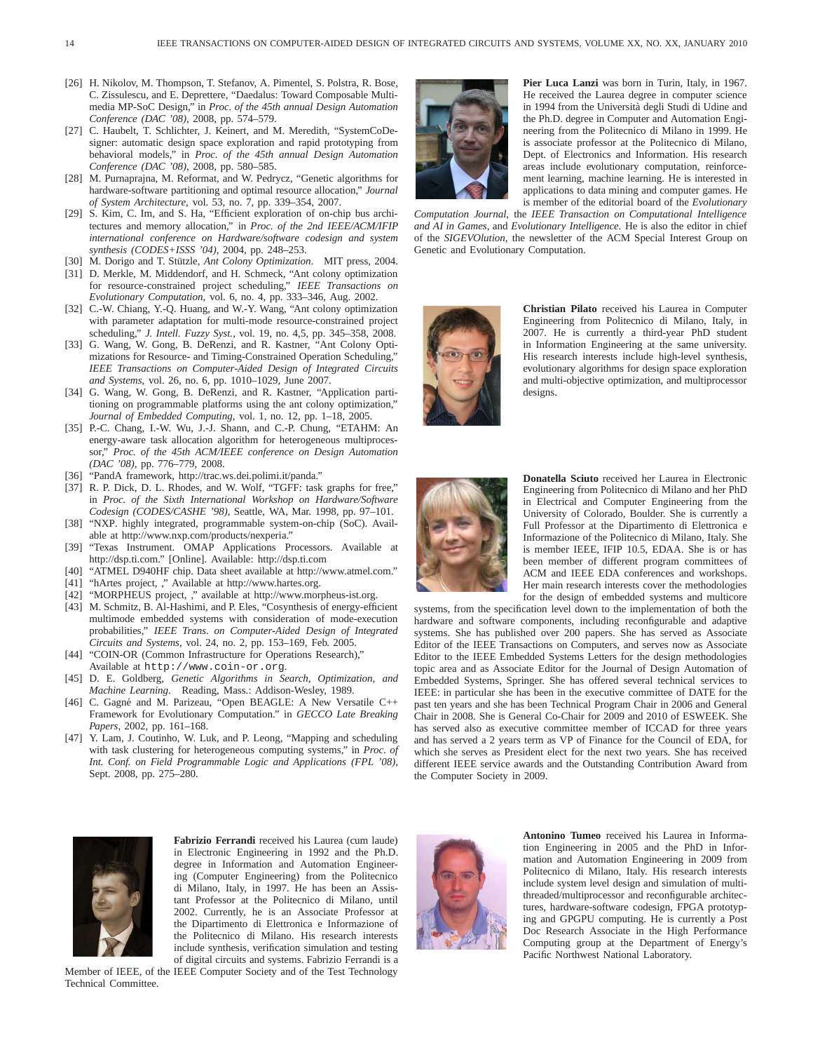[26] H. Nikolov, M. Thompson, T. Stefanov, A. Pimentel, S. Polstra, R. Bose, C. Zissulescu, and E. Deprettere, "Daedalus: Toward Composable Multimedia MP-SoC Design," in *Proc. of the 45th annual Design Automation Conference (DAC '08)*, 2008, pp. 574–579.

[27] C. Haubelt, T. Schlichter, J. Keinert, and M. Meredith, "SystemCoDesigner: automatic design space exploration and rapid prototyping from behavioral models," in *Proc. of the 45th annual Design Automation Conference (DAC '08)*, 2008, pp. 580–585.

[28] M. Purnaprajna, M. Reformat, and W. Pedrycz, "Genetic algorithms for hardware-software partitioning and optimal resource allocation," *Journal of System Architecture*, vol. 53, no. 7, pp. 339–354, 2007.

[29] S. Kim, C. Im, and S. Ha, "Efficient exploration of on-chip bus architectures and memory allocation," in *Proc. of the 2nd IEEE/ACM/IFIP international conference on Hardware/software codesign and system synthesis (CODES+ISSS '04)*, 2004, pp. 248–253.

[30] M. Dorigo and T. Stützle, *Ant Colony Optimization*. MIT press, 2004.

[31] D. Merkle, M. Middendorf, and H. Schmeck, "Ant colony optimization for resource-constrained project scheduling," *IEEE Transactions on Evolutionary Computation*, vol. 6, no. 4, pp. 333–346, Aug. 2002.

[32] C.-W. Chiang, Y.-Q. Huang, and W.-Y. Wang, "Ant colony optimization with parameter adaptation for multi-mode resource-constrained project scheduling," *J. Intell. Fuzzy Syst.*, vol. 19, no. 4,5, pp. 345–358, 2008.

[33] G. Wang, W. Gong, B. DeRenzi, and R. Kastner, "Ant Colony Optimizations for Resource- and Timing-Constrained Operation Scheduling," *IEEE Transactions on Computer-Aided Design of Integrated Circuits and Systems*, vol. 26, no. 6, pp. 1010–1029, June 2007.

[34] G. Wang, W. Gong, B. DeRenzi, and R. Kastner, "Application partitioning on programmable platforms using the ant colony optimization," *Journal of Embedded Computing*, vol. 1, no. 12, pp. 1–18, 2005.

[35] P.-C. Chang, I.-W. Wu, J.-J. Shann, and C.-P. Chung, "ETAHM: An energy-aware task allocation algorithm for heterogeneous multiprocessor," *Proc. of the 45th ACM/IEEE conference on Design Automation (DAC '08)*, pp. 776–779, 2008.

[36] "PandA framework, http://trac.ws.dei.polimi.it/panda."

[37] R. P. Dick, D. L. Rhodes, and W. Wolf, "TGFF: task graphs for free," in *Proc. of the Sixth International Workshop on Hardware/Software Codesign (CODES/CASHE '98)*, Seattle, WA, Mar. 1998, pp. 97–101.

[38] "NXP. highly integrated, programmable system-on-chip (SoC). Available at http://www.nxp.com/products/nexperia."

[39] "Texas Instrument. OMAP Applications Processors. Available at http://dsp.ti.com." [Online]. Available: http://dsp.ti.com

[40] "ATMEL D940HF chip. Data sheet available at http://www.atmel.com."

[41] "hArtes project, ," Available at http://www.hartes.org.

[42] "MORPHEUS project, ," available at http://www.morpheus-ist.org.

[43] M. Schmitz, B. Al-Hashimi, and P. Eles, "Cosynthesis of energy-efficient multimode embedded systems with consideration of mode-execution probabilities," *IEEE Trans. on Computer-Aided Design of Integrated Circuits and Systems*, vol. 24, no. 2, pp. 153–169, Feb. 2005.

[44] "COIN-OR (Common Infrastructure for Operations Research)," Available at `http://www.coin-or.org`.

[45] D. E. Goldberg, *Genetic Algorithms in Search, Optimization, and Machine Learning*. Reading, Mass.: Addison-Wesley, 1989.

[46] C. Gagné and M. Parizeau, "Open BEAGLE: A New Versatile C++ Framework for Evolutionary Computation." in *GECCO Late Breaking Papers*, 2002, pp. 161–168.

[47] Y. Lam, J. Coutinho, W. Luk, and P. Leong, "Mapping and scheduling with task clustering for heterogeneous computing systems," in *Proc. of Int. Conf. on Field Programmable Logic and Applications (FPL '08)*, Sept. 2008, pp. 275–280.

**Fabrizio Ferrandi** received his Laurea (cum laude) in Electronic Engineering in 1992 and the Ph.D. degree in Information and Automation Engineering (Computer Engineering) from the Politecnico di Milano, Italy, in 1997. He has been an Assistant Professor at the Politecnico di Milano, until 2002. Currently, he is an Associate Professor at the Dipartimento di Elettronica e Informazione of the Politecnico di Milano. His research interests include synthesis, verification simulation and testing of digital circuits and systems. Fabrizio Ferrandi is a Member of IEEE, of the IEEE Computer Society and of the Test Technology Technical Committee.

**Pier Luca Lanzi** was born in Turin, Italy, in 1967. He received the Laurea degree in computer science in 1994 from the Università degli Studi di Udine and the Ph.D. degree in Computer and Automation Engineering from the Politecnico di Milano in 1999. He is associate professor at the Politecnico di Milano, Dept. of Electronics and Information. His research areas include evolutionary computation, reinforcement learning, machine learning. He is interested in applications to data mining and computer games. He is member of the editorial board of the *Evolutionary Computation Journal*, the *IEEE Transaction on Computational Intelligence and AI in Games*, and *Evolutionary Intelligence*. He is also the editor in chief of the *SIGEVOlution*, the newsletter of the ACM Special Interest Group on Genetic and Evolutionary Computation.

**Christian Pilato** received his Laurea in Computer Engineering from Politecnico di Milano, Italy, in 2007. He is currently a third-year PhD student in Information Engineering at the same university. His research interests include high-level synthesis, evolutionary algorithms for design space exploration and multi-objective optimization, and multiprocessor designs.

**Donatella Sciuto** received her Laurea in Electronic Engineering from Politecnico di Milano and her PhD in Electrical and Computer Engineering from the University of Colorado, Boulder. She is currently a Full Professor at the Dipartimento di Elettronica e Informazione of the Politecnico di Milano, Italy. She is member IEEE, IFIP 10.5, EDAA. She is or has been member of different program committees of ACM and IEEE EDA conferences and workshops. Her main research interests cover the methodologies for the design of embedded systems and multicore systems, from the specification level down to the implementation of both the hardware and software components, including reconfigurable and adaptive systems. She has published over 200 papers. She has served as Associate Editor of the IEEE Transactions on Computers, and serves now as Associate Editor to the IEEE Embedded Systems Letters for the design methodologies topic area and as Associate Editor for the Journal of Design Automation of Embedded Systems, Springer. She has offered several technical services to IEEE: in particular she has been in the executive committee of DATE for the past ten years and she has been Technical Program Chair in 2006 and General Chair in 2008. She is General Co-Chair for 2009 and 2010 of ESWEEK. She has served also as executive committee member of ICCAD for three years and has served a 2 years term as VP of Finance for the Council of EDA, for which she serves as President elect for the next two years. She has received different IEEE service awards and the Outstanding Contribution Award from the Computer Society in 2009.

**Antonino Tumeo** received his Laurea in Information Engineering in 2005 and the PhD in Information and Automation Engineering in 2009 from Politecnico di Milano, Italy. His research interests include system level design and simulation of multithreaded/multiprocessor and reconfigurable architectures, hardware-software codesign, FPGA prototyping and GPGPU computing. He is currently a Post Doc Research Associate in the High Performance Computing group at the Department of Energy's Pacific Northwest National Laboratory.